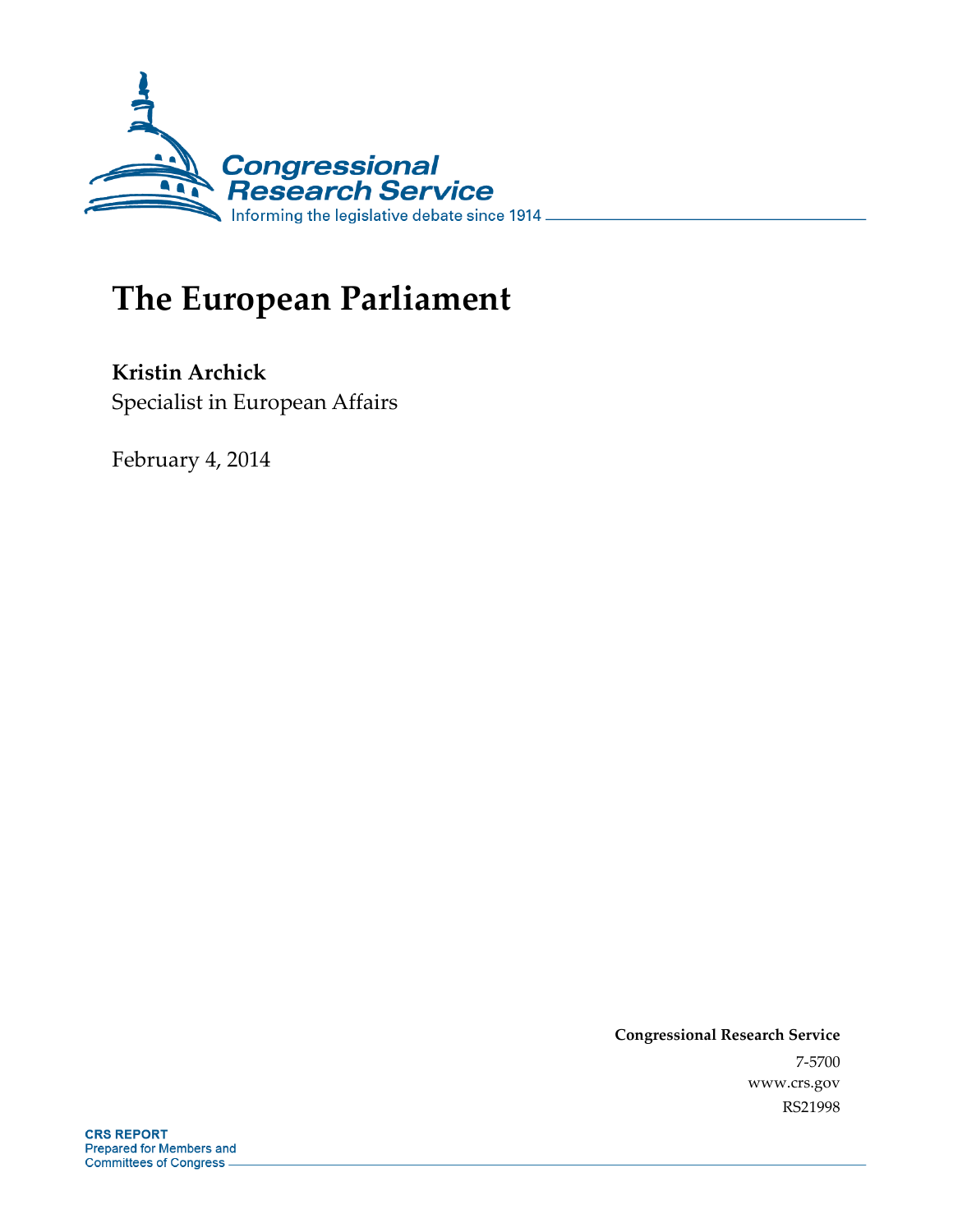Congressional Research Service

Informing the legislative debate since 1914

# The European Parliament

**Kristin Archick**

Specialist in European Affairs

February 4, 2014

**Congressional Research Service**

7-5700

www.crs.gov

RS21998

**CRS REPORT**

Prepared for Members and Committees of Congress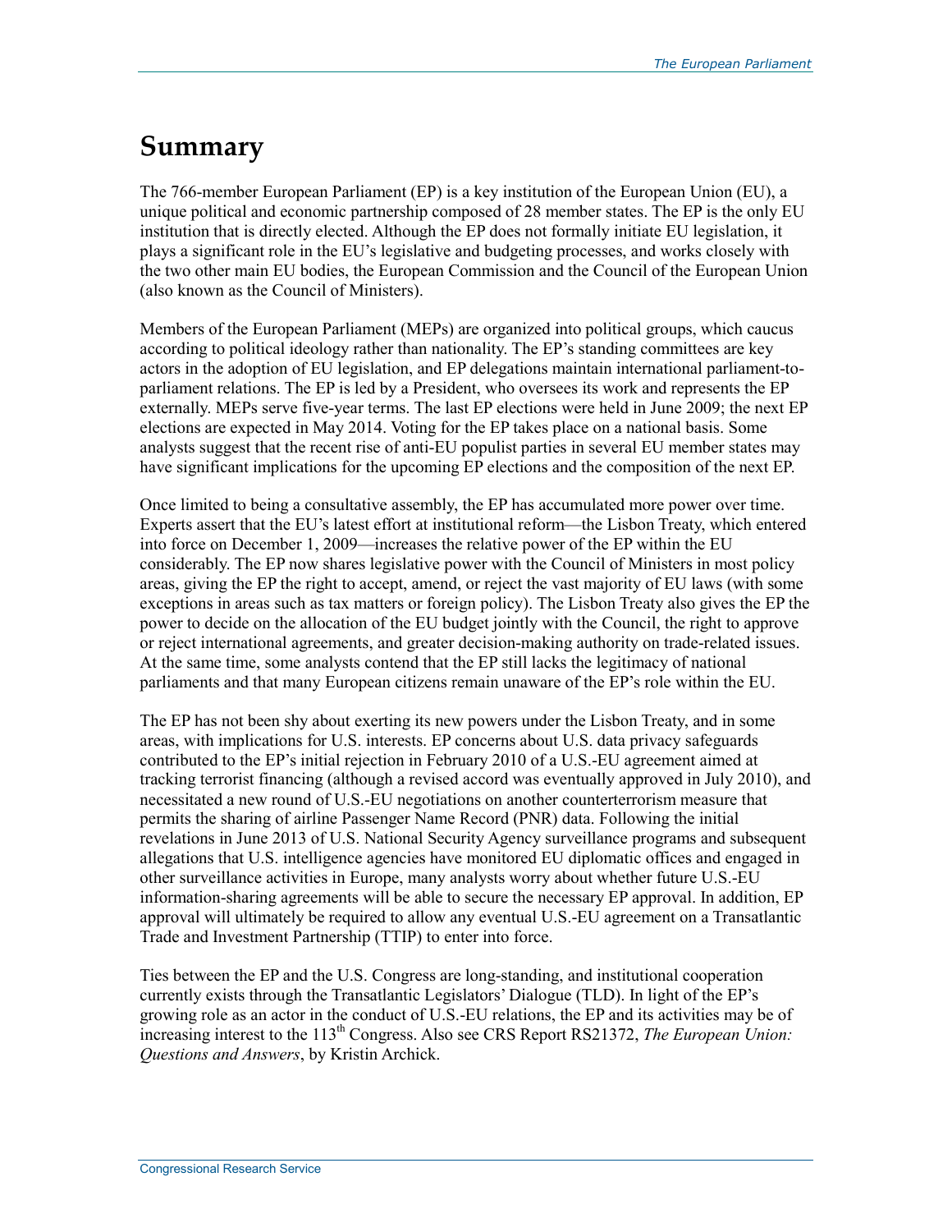# Summary

The 766-member European Parliament (EP) is a key institution of the European Union (EU), a unique political and economic partnership composed of 28 member states. The EP is the only EU institution that is directly elected. Although the EP does not formally initiate EU legislation, it plays a significant role in the EU's legislative and budgeting processes, and works closely with the two other main EU bodies, the European Commission and the Council of the European Union (also known as the Council of Ministers).

Members of the European Parliament (MEPs) are organized into political groups, which caucus according to political ideology rather than nationality. The EP's standing committees are key actors in the adoption of EU legislation, and EP delegations maintain international parliament-to-parliament relations. The EP is led by a President, who oversees its work and represents the EP externally. MEPs serve five-year terms. The last EP elections were held in June 2009; the next EP elections are expected in May 2014. Voting for the EP takes place on a national basis. Some analysts suggest that the recent rise of anti-EU populist parties in several EU member states may have significant implications for the upcoming EP elections and the composition of the next EP.

Once limited to being a consultative assembly, the EP has accumulated more power over time. Experts assert that the EU's latest effort at institutional reform—the Lisbon Treaty, which entered into force on December 1, 2009—increases the relative power of the EP within the EU considerably. The EP now shares legislative power with the Council of Ministers in most policy areas, giving the EP the right to accept, amend, or reject the vast majority of EU laws (with some exceptions in areas such as tax matters or foreign policy). The Lisbon Treaty also gives the EP the power to decide on the allocation of the EU budget jointly with the Council, the right to approve or reject international agreements, and greater decision-making authority on trade-related issues. At the same time, some analysts contend that the EP still lacks the legitimacy of national parliaments and that many European citizens remain unaware of the EP's role within the EU.

The EP has not been shy about exerting its new powers under the Lisbon Treaty, and in some areas, with implications for U.S. interests. EP concerns about U.S. data privacy safeguards contributed to the EP's initial rejection in February 2010 of a U.S.-EU agreement aimed at tracking terrorist financing (although a revised accord was eventually approved in July 2010), and necessitated a new round of U.S.-EU negotiations on another counterterrorism measure that permits the sharing of airline Passenger Name Record (PNR) data. Following the initial revelations in June 2013 of U.S. National Security Agency surveillance programs and subsequent allegations that U.S. intelligence agencies have monitored EU diplomatic offices and engaged in other surveillance activities in Europe, many analysts worry about whether future U.S.-EU information-sharing agreements will be able to secure the necessary EP approval. In addition, EP approval will ultimately be required to allow any eventual U.S.-EU agreement on a Transatlantic Trade and Investment Partnership (TTIP) to enter into force.

Ties between the EP and the U.S. Congress are long-standing, and institutional cooperation currently exists through the Transatlantic Legislators' Dialogue (TLD). In light of the EP's growing role as an actor in the conduct of U.S.-EU relations, the EP and its activities may be of increasing interest to the 113th Congress. Also see CRS Report RS21372, *The European Union: Questions and Answers*, by Kristin Archick.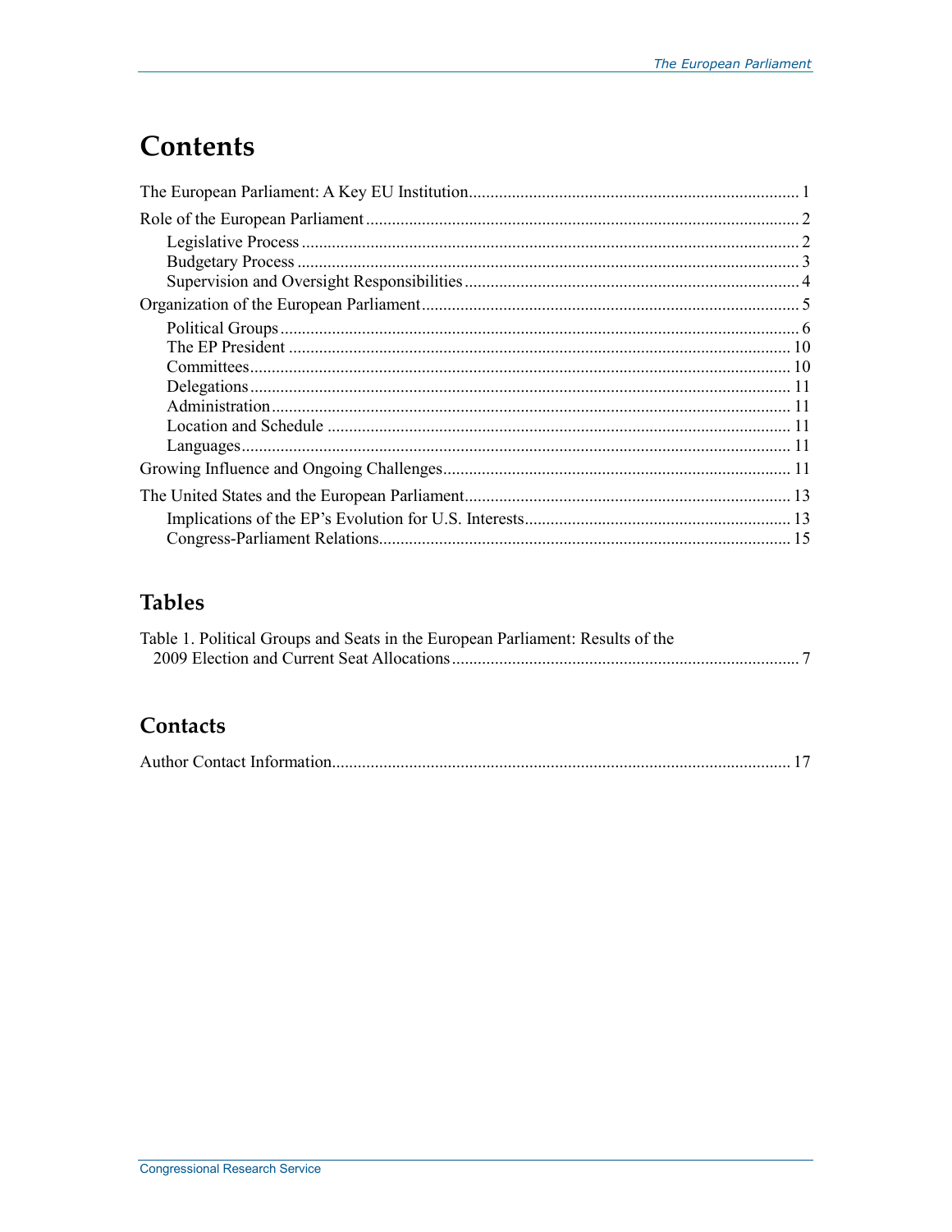# Contents

The European Parliament: A Key EU Institution ........ 1

Role of the European Parliament ........ 2

- Legislative Process ........ 2
- Budgetary Process ........ 3
- Supervision and Oversight Responsibilities ........ 4

Organization of the European Parliament ........ 5

- Political Groups ........ 6
- The EP President ........ 10
- Committees ........ 10
- Delegations ........ 11
- Administration ........ 11
- Location and Schedule ........ 11
- Languages ........ 11

Growing Influence and Ongoing Challenges ........ 11

The United States and the European Parliament ........ 13

- Implications of the EP's Evolution for U.S. Interests ........ 13
- Congress-Parliament Relations ........ 15

## Tables

Table 1. Political Groups and Seats in the European Parliament: Results of the 2009 Election and Current Seat Allocations ........ 7

## Contacts

Author Contact Information ........ 17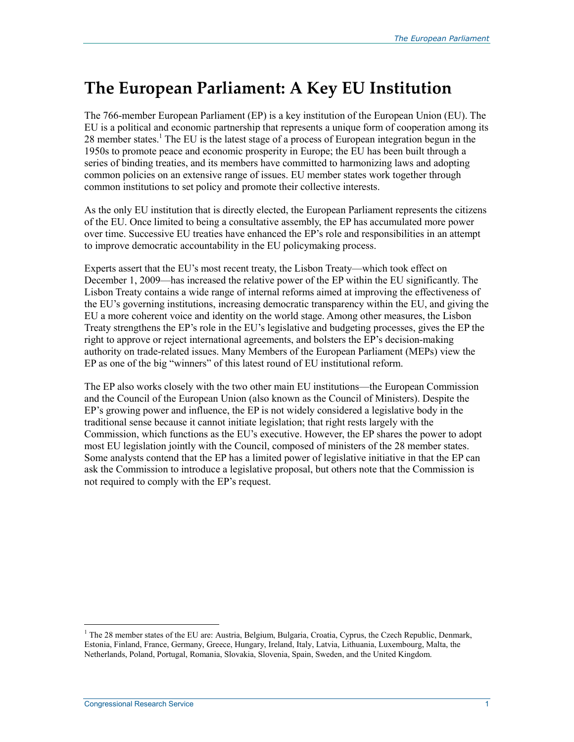# The European Parliament: A Key EU Institution

The 766-member European Parliament (EP) is a key institution of the European Union (EU). The EU is a political and economic partnership that represents a unique form of cooperation among its 28 member states.[1] The EU is the latest stage of a process of European integration begun in the 1950s to promote peace and economic prosperity in Europe; the EU has been built through a series of binding treaties, and its members have committed to harmonizing laws and adopting common policies on an extensive range of issues. EU member states work together through common institutions to set policy and promote their collective interests.

As the only EU institution that is directly elected, the European Parliament represents the citizens of the EU. Once limited to being a consultative assembly, the EP has accumulated more power over time. Successive EU treaties have enhanced the EP's role and responsibilities in an attempt to improve democratic accountability in the EU policymaking process.

Experts assert that the EU's most recent treaty, the Lisbon Treaty—which took effect on December 1, 2009—has increased the relative power of the EP within the EU significantly. The Lisbon Treaty contains a wide range of internal reforms aimed at improving the effectiveness of the EU's governing institutions, increasing democratic transparency within the EU, and giving the EU a more coherent voice and identity on the world stage. Among other measures, the Lisbon Treaty strengthens the EP's role in the EU's legislative and budgeting processes, gives the EP the right to approve or reject international agreements, and bolsters the EP's decision-making authority on trade-related issues. Many Members of the European Parliament (MEPs) view the EP as one of the big "winners" of this latest round of EU institutional reform.

The EP also works closely with the two other main EU institutions—the European Commission and the Council of the European Union (also known as the Council of Ministers). Despite the EP's growing power and influence, the EP is not widely considered a legislative body in the traditional sense because it cannot initiate legislation; that right rests largely with the Commission, which functions as the EU's executive. However, the EP shares the power to adopt most EU legislation jointly with the Council, composed of ministers of the 28 member states. Some analysts contend that the EP has a limited power of legislative initiative in that the EP can ask the Commission to introduce a legislative proposal, but others note that the Commission is not required to comply with the EP's request.

[1] The 28 member states of the EU are: Austria, Belgium, Bulgaria, Croatia, Cyprus, the Czech Republic, Denmark, Estonia, Finland, France, Germany, Greece, Hungary, Ireland, Italy, Latvia, Lithuania, Luxembourg, Malta, the Netherlands, Poland, Portugal, Romania, Slovakia, Slovenia, Spain, Sweden, and the United Kingdom.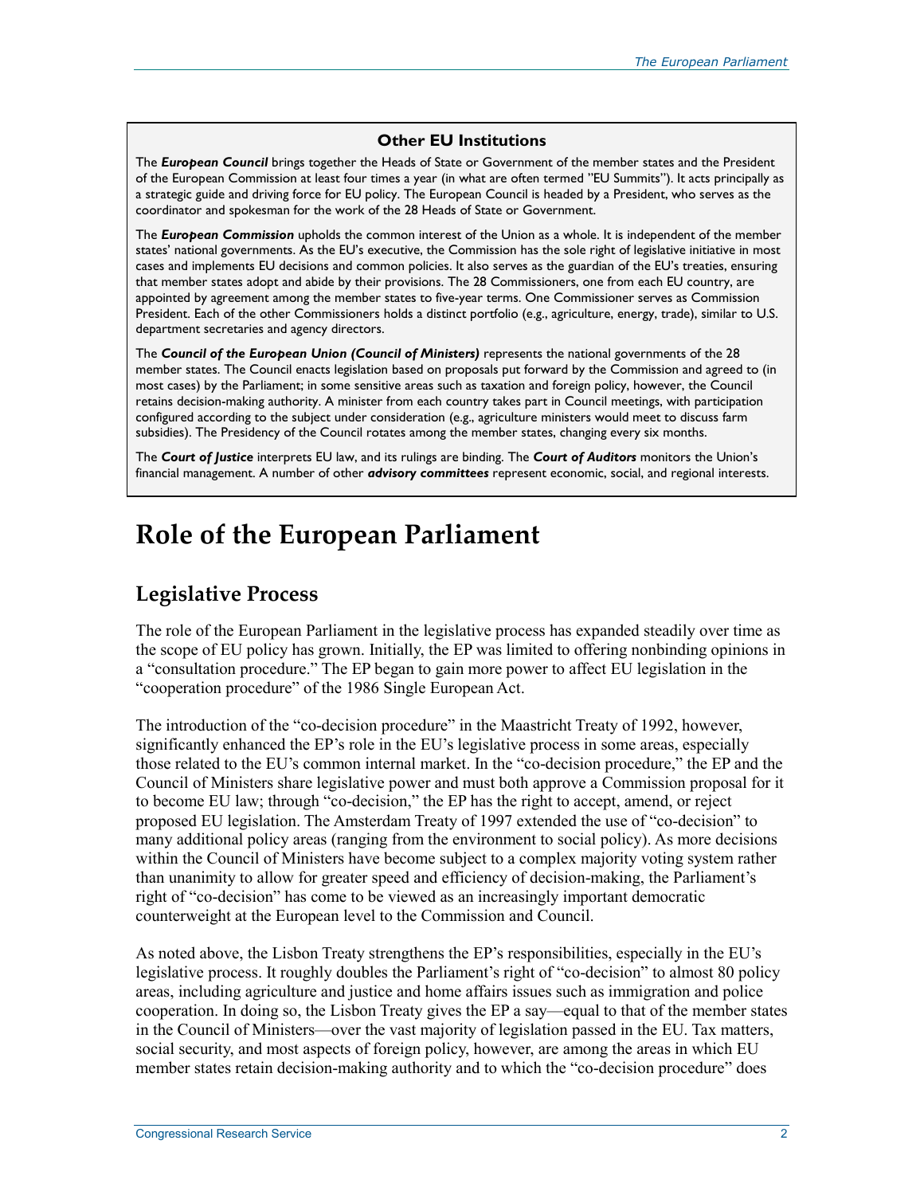**Other EU Institutions**

The ***European Council*** brings together the Heads of State or Government of the member states and the President of the European Commission at least four times a year (in what are often termed "EU Summits"). It acts principally as a strategic guide and driving force for EU policy. The European Council is headed by a President, who serves as the coordinator and spokesman for the work of the 28 Heads of State or Government.

The ***European Commission*** upholds the common interest of the Union as a whole. It is independent of the member states' national governments. As the EU's executive, the Commission has the sole right of legislative initiative in most cases and implements EU decisions and common policies. It also serves as the guardian of the EU's treaties, ensuring that member states adopt and abide by their provisions. The 28 Commissioners, one from each EU country, are appointed by agreement among the member states to five-year terms. One Commissioner serves as Commission President. Each of the other Commissioners holds a distinct portfolio (e.g., agriculture, energy, trade), similar to U.S. department secretaries and agency directors.

The ***Council of the European Union (Council of Ministers)*** represents the national governments of the 28 member states. The Council enacts legislation based on proposals put forward by the Commission and agreed to (in most cases) by the Parliament; in some sensitive areas such as taxation and foreign policy, however, the Council retains decision-making authority. A minister from each country takes part in Council meetings, with participation configured according to the subject under consideration (e.g., agriculture ministers would meet to discuss farm subsidies). The Presidency of the Council rotates among the member states, changing every six months.

The ***Court of Justice*** interprets EU law, and its rulings are binding. The ***Court of Auditors*** monitors the Union's financial management. A number of other ***advisory committees*** represent economic, social, and regional interests.

# Role of the European Parliament

## Legislative Process

The role of the European Parliament in the legislative process has expanded steadily over time as the scope of EU policy has grown. Initially, the EP was limited to offering nonbinding opinions in a "consultation procedure." The EP began to gain more power to affect EU legislation in the "cooperation procedure" of the 1986 Single European Act.

The introduction of the "co-decision procedure" in the Maastricht Treaty of 1992, however, significantly enhanced the EP's role in the EU's legislative process in some areas, especially those related to the EU's common internal market. In the "co-decision procedure," the EP and the Council of Ministers share legislative power and must both approve a Commission proposal for it to become EU law; through "co-decision," the EP has the right to accept, amend, or reject proposed EU legislation. The Amsterdam Treaty of 1997 extended the use of "co-decision" to many additional policy areas (ranging from the environment to social policy). As more decisions within the Council of Ministers have become subject to a complex majority voting system rather than unanimity to allow for greater speed and efficiency of decision-making, the Parliament's right of "co-decision" has come to be viewed as an increasingly important democratic counterweight at the European level to the Commission and Council.

As noted above, the Lisbon Treaty strengthens the EP's responsibilities, especially in the EU's legislative process. It roughly doubles the Parliament's right of "co-decision" to almost 80 policy areas, including agriculture and justice and home affairs issues such as immigration and police cooperation. In doing so, the Lisbon Treaty gives the EP a say—equal to that of the member states in the Council of Ministers—over the vast majority of legislation passed in the EU. Tax matters, social security, and most aspects of foreign policy, however, are among the areas in which EU member states retain decision-making authority and to which the "co-decision procedure" does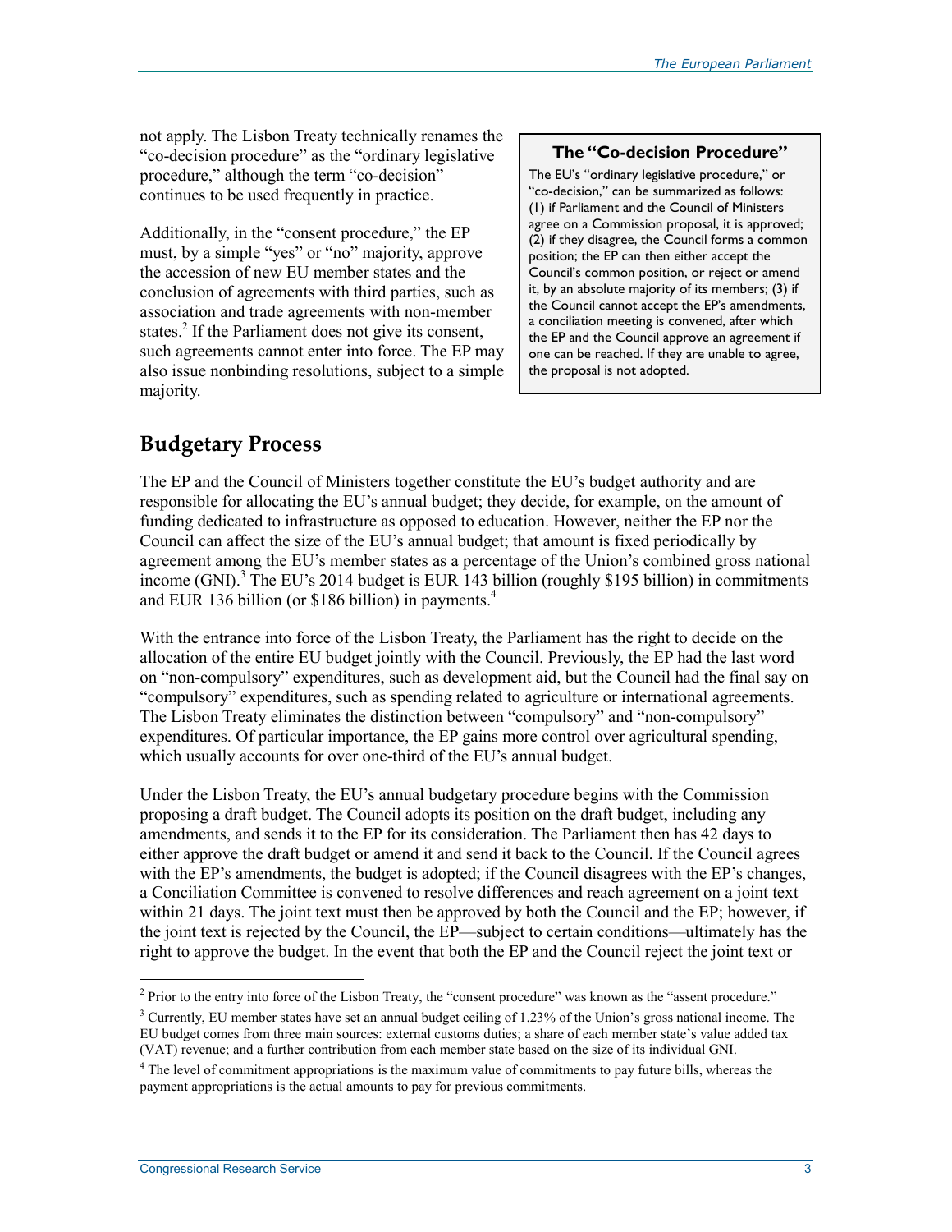not apply. The Lisbon Treaty technically renames the "co-decision procedure" as the "ordinary legislative procedure," although the term "co-decision" continues to be used frequently in practice.

Additionally, in the "consent procedure," the EP must, by a simple "yes" or "no" majority, approve the accession of new EU member states and the conclusion of agreements with third parties, such as association and trade agreements with non-member states.[2] If the Parliament does not give its consent, such agreements cannot enter into force. The EP may also issue nonbinding resolutions, subject to a simple majority.

**The "Co-decision Procedure"**

The EU's "ordinary legislative procedure," or "co-decision," can be summarized as follows: (1) if Parliament and the Council of Ministers agree on a Commission proposal, it is approved; (2) if they disagree, the Council forms a common position; the EP can then either accept the Council's common position, or reject or amend it, by an absolute majority of its members; (3) if the Council cannot accept the EP's amendments, a conciliation meeting is convened, after which the EP and the Council approve an agreement if one can be reached. If they are unable to agree, the proposal is not adopted.

## Budgetary Process

The EP and the Council of Ministers together constitute the EU's budget authority and are responsible for allocating the EU's annual budget; they decide, for example, on the amount of funding dedicated to infrastructure as opposed to education. However, neither the EP nor the Council can affect the size of the EU's annual budget; that amount is fixed periodically by agreement among the EU's member states as a percentage of the Union's combined gross national income (GNI).[3] The EU's 2014 budget is EUR 143 billion (roughly $195 billion) in commitments and EUR 136 billion (or $186 billion) in payments.[4]

With the entrance into force of the Lisbon Treaty, the Parliament has the right to decide on the allocation of the entire EU budget jointly with the Council. Previously, the EP had the last word on "non-compulsory" expenditures, such as development aid, but the Council had the final say on "compulsory" expenditures, such as spending related to agriculture or international agreements. The Lisbon Treaty eliminates the distinction between "compulsory" and "non-compulsory" expenditures. Of particular importance, the EP gains more control over agricultural spending, which usually accounts for over one-third of the EU's annual budget.

Under the Lisbon Treaty, the EU's annual budgetary procedure begins with the Commission proposing a draft budget. The Council adopts its position on the draft budget, including any amendments, and sends it to the EP for its consideration. The Parliament then has 42 days to either approve the draft budget or amend it and send it back to the Council. If the Council agrees with the EP's amendments, the budget is adopted; if the Council disagrees with the EP's changes, a Conciliation Committee is convened to resolve differences and reach agreement on a joint text within 21 days. The joint text must then be approved by both the Council and the EP; however, if the joint text is rejected by the Council, the EP—subject to certain conditions—ultimately has the right to approve the budget. In the event that both the EP and the Council reject the joint text or

---

[2] Prior to the entry into force of the Lisbon Treaty, the "consent procedure" was known as the "assent procedure."

[3] Currently, EU member states have set an annual budget ceiling of 1.23% of the Union's gross national income. The EU budget comes from three main sources: external customs duties; a share of each member state's value added tax (VAT) revenue; and a further contribution from each member state based on the size of its individual GNI.

[4] The level of commitment appropriations is the maximum value of commitments to pay future bills, whereas the payment appropriations is the actual amounts to pay for previous commitments.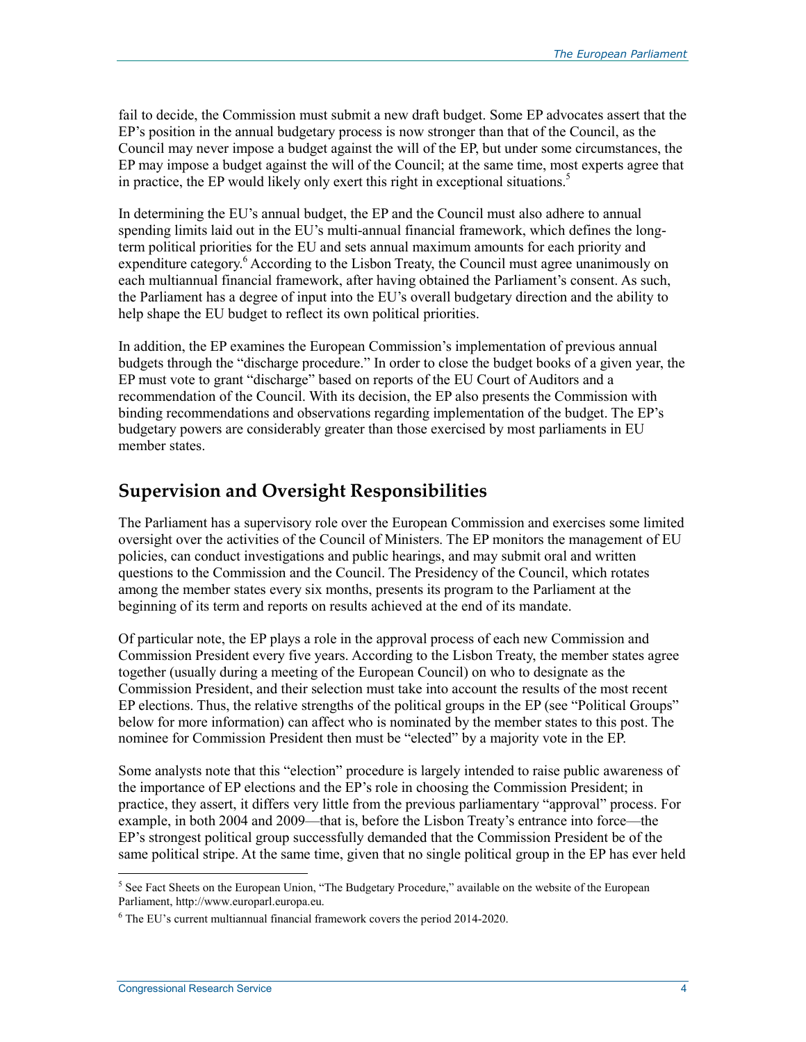fail to decide, the Commission must submit a new draft budget. Some EP advocates assert that the EP's position in the annual budgetary process is now stronger than that of the Council, as the Council may never impose a budget against the will of the EP, but under some circumstances, the EP may impose a budget against the will of the Council; at the same time, most experts agree that in practice, the EP would likely only exert this right in exceptional situations.[5]

In determining the EU's annual budget, the EP and the Council must also adhere to annual spending limits laid out in the EU's multi-annual financial framework, which defines the long-term political priorities for the EU and sets annual maximum amounts for each priority and expenditure category.[6] According to the Lisbon Treaty, the Council must agree unanimously on each multiannual financial framework, after having obtained the Parliament's consent. As such, the Parliament has a degree of input into the EU's overall budgetary direction and the ability to help shape the EU budget to reflect its own political priorities.

In addition, the EP examines the European Commission's implementation of previous annual budgets through the "discharge procedure." In order to close the budget books of a given year, the EP must vote to grant "discharge" based on reports of the EU Court of Auditors and a recommendation of the Council. With its decision, the EP also presents the Commission with binding recommendations and observations regarding implementation of the budget. The EP's budgetary powers are considerably greater than those exercised by most parliaments in EU member states.

## Supervision and Oversight Responsibilities

The Parliament has a supervisory role over the European Commission and exercises some limited oversight over the activities of the Council of Ministers. The EP monitors the management of EU policies, can conduct investigations and public hearings, and may submit oral and written questions to the Commission and the Council. The Presidency of the Council, which rotates among the member states every six months, presents its program to the Parliament at the beginning of its term and reports on results achieved at the end of its mandate.

Of particular note, the EP plays a role in the approval process of each new Commission and Commission President every five years. According to the Lisbon Treaty, the member states agree together (usually during a meeting of the European Council) on who to designate as the Commission President, and their selection must take into account the results of the most recent EP elections. Thus, the relative strengths of the political groups in the EP (see "Political Groups" below for more information) can affect who is nominated by the member states to this post. The nominee for Commission President then must be "elected" by a majority vote in the EP.

Some analysts note that this "election" procedure is largely intended to raise public awareness of the importance of EP elections and the EP's role in choosing the Commission President; in practice, they assert, it differs very little from the previous parliamentary "approval" process. For example, in both 2004 and 2009—that is, before the Lisbon Treaty's entrance into force—the EP's strongest political group successfully demanded that the Commission President be of the same political stripe. At the same time, given that no single political group in the EP has ever held

---

[5] See Fact Sheets on the European Union, "The Budgetary Procedure," available on the website of the European Parliament, http://www.europarl.europa.eu.

[6] The EU's current multiannual financial framework covers the period 2014-2020.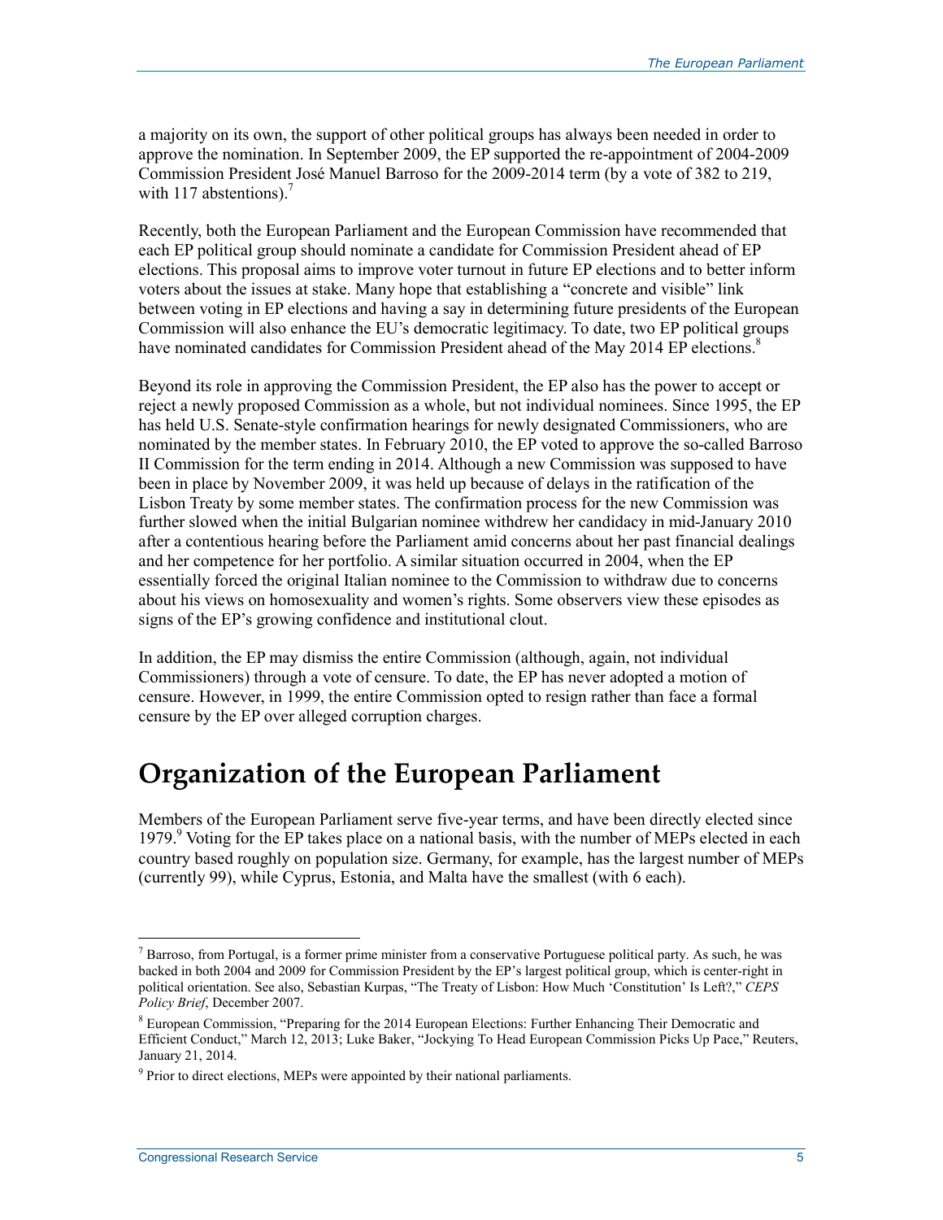a majority on its own, the support of other political groups has always been needed in order to approve the nomination. In September 2009, the EP supported the re-appointment of 2004-2009 Commission President José Manuel Barroso for the 2009-2014 term (by a vote of 382 to 219, with 117 abstentions).[7]

Recently, both the European Parliament and the European Commission have recommended that each EP political group should nominate a candidate for Commission President ahead of EP elections. This proposal aims to improve voter turnout in future EP elections and to better inform voters about the issues at stake. Many hope that establishing a "concrete and visible" link between voting in EP elections and having a say in determining future presidents of the European Commission will also enhance the EU's democratic legitimacy. To date, two EP political groups have nominated candidates for Commission President ahead of the May 2014 EP elections.[8]

Beyond its role in approving the Commission President, the EP also has the power to accept or reject a newly proposed Commission as a whole, but not individual nominees. Since 1995, the EP has held U.S. Senate-style confirmation hearings for newly designated Commissioners, who are nominated by the member states. In February 2010, the EP voted to approve the so-called Barroso II Commission for the term ending in 2014. Although a new Commission was supposed to have been in place by November 2009, it was held up because of delays in the ratification of the Lisbon Treaty by some member states. The confirmation process for the new Commission was further slowed when the initial Bulgarian nominee withdrew her candidacy in mid-January 2010 after a contentious hearing before the Parliament amid concerns about her past financial dealings and her competence for her portfolio. A similar situation occurred in 2004, when the EP essentially forced the original Italian nominee to the Commission to withdraw due to concerns about his views on homosexuality and women's rights. Some observers view these episodes as signs of the EP's growing confidence and institutional clout.

In addition, the EP may dismiss the entire Commission (although, again, not individual Commissioners) through a vote of censure. To date, the EP has never adopted a motion of censure. However, in 1999, the entire Commission opted to resign rather than face a formal censure by the EP over alleged corruption charges.

# Organization of the European Parliament

Members of the European Parliament serve five-year terms, and have been directly elected since 1979.[9] Voting for the EP takes place on a national basis, with the number of MEPs elected in each country based roughly on population size. Germany, for example, has the largest number of MEPs (currently 99), while Cyprus, Estonia, and Malta have the smallest (with 6 each).

---

[7] Barroso, from Portugal, is a former prime minister from a conservative Portuguese political party. As such, he was backed in both 2004 and 2009 for Commission President by the EP's largest political group, which is center-right in political orientation. See also, Sebastian Kurpas, "The Treaty of Lisbon: How Much 'Constitution' Is Left?," *CEPS Policy Brief*, December 2007.

[8] European Commission, "Preparing for the 2014 European Elections: Further Enhancing Their Democratic and Efficient Conduct," March 12, 2013; Luke Baker, "Jockying To Head European Commission Picks Up Pace," Reuters, January 21, 2014.

[9] Prior to direct elections, MEPs were appointed by their national parliaments.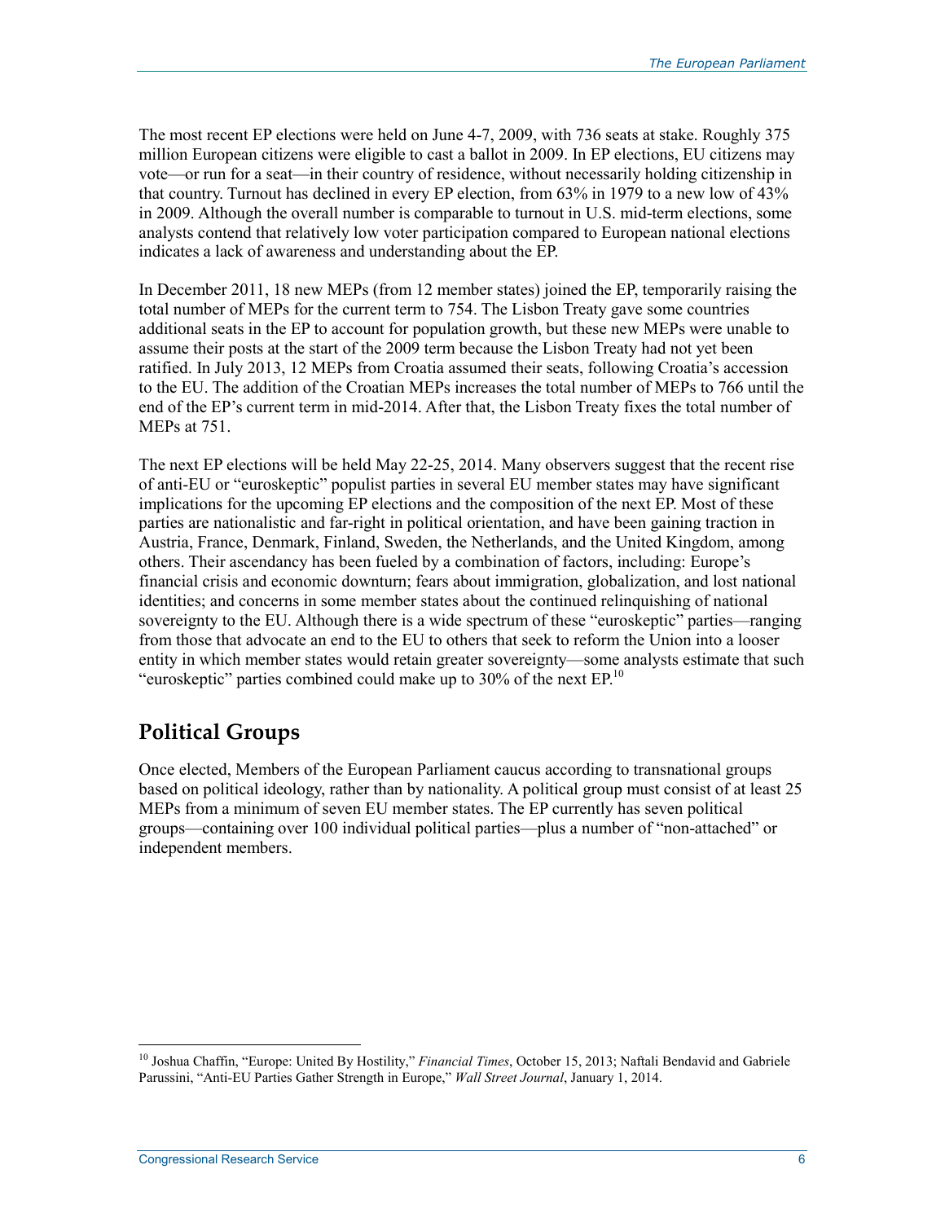The most recent EP elections were held on June 4-7, 2009, with 736 seats at stake. Roughly 375 million European citizens were eligible to cast a ballot in 2009. In EP elections, EU citizens may vote—or run for a seat—in their country of residence, without necessarily holding citizenship in that country. Turnout has declined in every EP election, from 63% in 1979 to a new low of 43% in 2009. Although the overall number is comparable to turnout in U.S. mid-term elections, some analysts contend that relatively low voter participation compared to European national elections indicates a lack of awareness and understanding about the EP.

In December 2011, 18 new MEPs (from 12 member states) joined the EP, temporarily raising the total number of MEPs for the current term to 754. The Lisbon Treaty gave some countries additional seats in the EP to account for population growth, but these new MEPs were unable to assume their posts at the start of the 2009 term because the Lisbon Treaty had not yet been ratified. In July 2013, 12 MEPs from Croatia assumed their seats, following Croatia's accession to the EU. The addition of the Croatian MEPs increases the total number of MEPs to 766 until the end of the EP's current term in mid-2014. After that, the Lisbon Treaty fixes the total number of MEPs at 751.

The next EP elections will be held May 22-25, 2014. Many observers suggest that the recent rise of anti-EU or "euroskeptic" populist parties in several EU member states may have significant implications for the upcoming EP elections and the composition of the next EP. Most of these parties are nationalistic and far-right in political orientation, and have been gaining traction in Austria, France, Denmark, Finland, Sweden, the Netherlands, and the United Kingdom, among others. Their ascendancy has been fueled by a combination of factors, including: Europe's financial crisis and economic downturn; fears about immigration, globalization, and lost national identities; and concerns in some member states about the continued relinquishing of national sovereignty to the EU. Although there is a wide spectrum of these "euroskeptic" parties—ranging from those that advocate an end to the EU to others that seek to reform the Union into a looser entity in which member states would retain greater sovereignty—some analysts estimate that such "euroskeptic" parties combined could make up to 30% of the next EP.[10]

## Political Groups

Once elected, Members of the European Parliament caucus according to transnational groups based on political ideology, rather than by nationality. A political group must consist of at least 25 MEPs from a minimum of seven EU member states. The EP currently has seven political groups—containing over 100 individual political parties—plus a number of "non-attached" or independent members.

[10] Joshua Chaffin, "Europe: United By Hostility," *Financial Times*, October 15, 2013; Naftali Bendavid and Gabriele Parussini, "Anti-EU Parties Gather Strength in Europe," *Wall Street Journal*, January 1, 2014.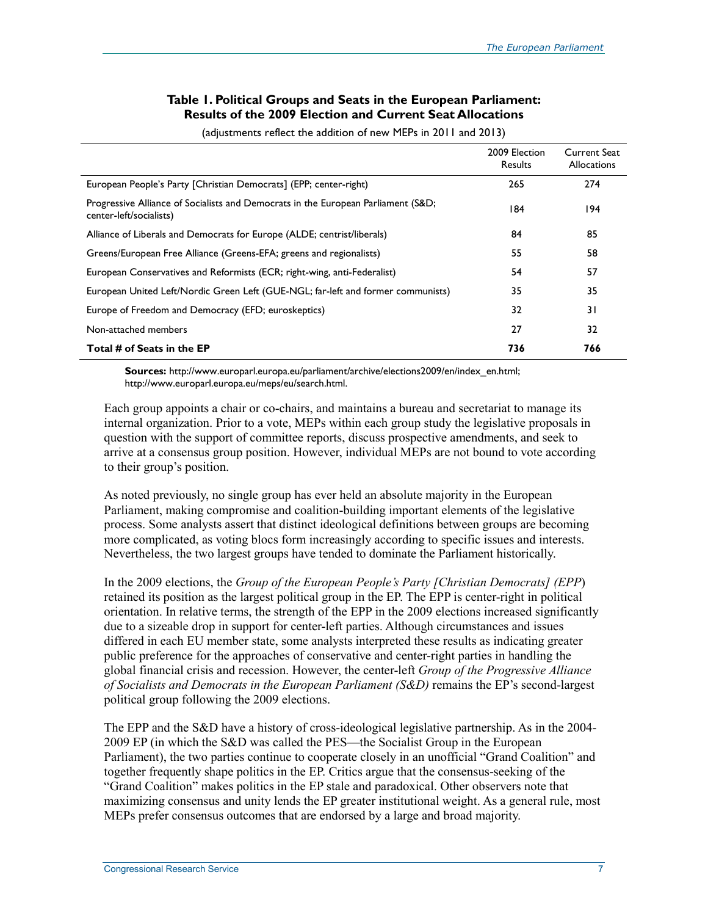**Table 1. Political Groups and Seats in the European Parliament: Results of the 2009 Election and Current Seat Allocations**

(adjustments reflect the addition of new MEPs in 2011 and 2013)

| | 2009 Election Results | Current Seat Allocations |
|---|---|---|
| European People's Party [Christian Democrats] (EPP; center-right) | 265 | 274 |
| Progressive Alliance of Socialists and Democrats in the European Parliament (S&D; center-left/socialists) | 184 | 194 |
| Alliance of Liberals and Democrats for Europe (ALDE; centrist/liberals) | 84 | 85 |
| Greens/European Free Alliance (Greens-EFA; greens and regionalists) | 55 | 58 |
| European Conservatives and Reformists (ECR; right-wing, anti-Federalist) | 54 | 57 |
| European United Left/Nordic Green Left (GUE-NGL; far-left and former communists) | 35 | 35 |
| Europe of Freedom and Democracy (EFD; euroskeptics) | 32 | 31 |
| Non-attached members | 27 | 32 |
| **Total # of Seats in the EP** | **736** | **766** |

**Sources:** http://www.europarl.europa.eu/parliament/archive/elections2009/en/index_en.html; http://www.europarl.europa.eu/meps/eu/search.html.

Each group appoints a chair or co-chairs, and maintains a bureau and secretariat to manage its internal organization. Prior to a vote, MEPs within each group study the legislative proposals in question with the support of committee reports, discuss prospective amendments, and seek to arrive at a consensus group position. However, individual MEPs are not bound to vote according to their group's position.

As noted previously, no single group has ever held an absolute majority in the European Parliament, making compromise and coalition-building important elements of the legislative process. Some analysts assert that distinct ideological definitions between groups are becoming more complicated, as voting blocs form increasingly according to specific issues and interests. Nevertheless, the two largest groups have tended to dominate the Parliament historically.

In the 2009 elections, the *Group of the European People's Party [Christian Democrats] (EPP*) retained its position as the largest political group in the EP. The EPP is center-right in political orientation. In relative terms, the strength of the EPP in the 2009 elections increased significantly due to a sizeable drop in support for center-left parties. Although circumstances and issues differed in each EU member state, some analysts interpreted these results as indicating greater public preference for the approaches of conservative and center-right parties in handling the global financial crisis and recession. However, the center-left *Group of the Progressive Alliance of Socialists and Democrats in the European Parliament (S&D)* remains the EP's second-largest political group following the 2009 elections.

The EPP and the S&D have a history of cross-ideological legislative partnership. As in the 2004-2009 EP (in which the S&D was called the PES—the Socialist Group in the European Parliament), the two parties continue to cooperate closely in an unofficial "Grand Coalition" and together frequently shape politics in the EP. Critics argue that the consensus-seeking of the "Grand Coalition" makes politics in the EP stale and paradoxical. Other observers note that maximizing consensus and unity lends the EP greater institutional weight. As a general rule, most MEPs prefer consensus outcomes that are endorsed by a large and broad majority.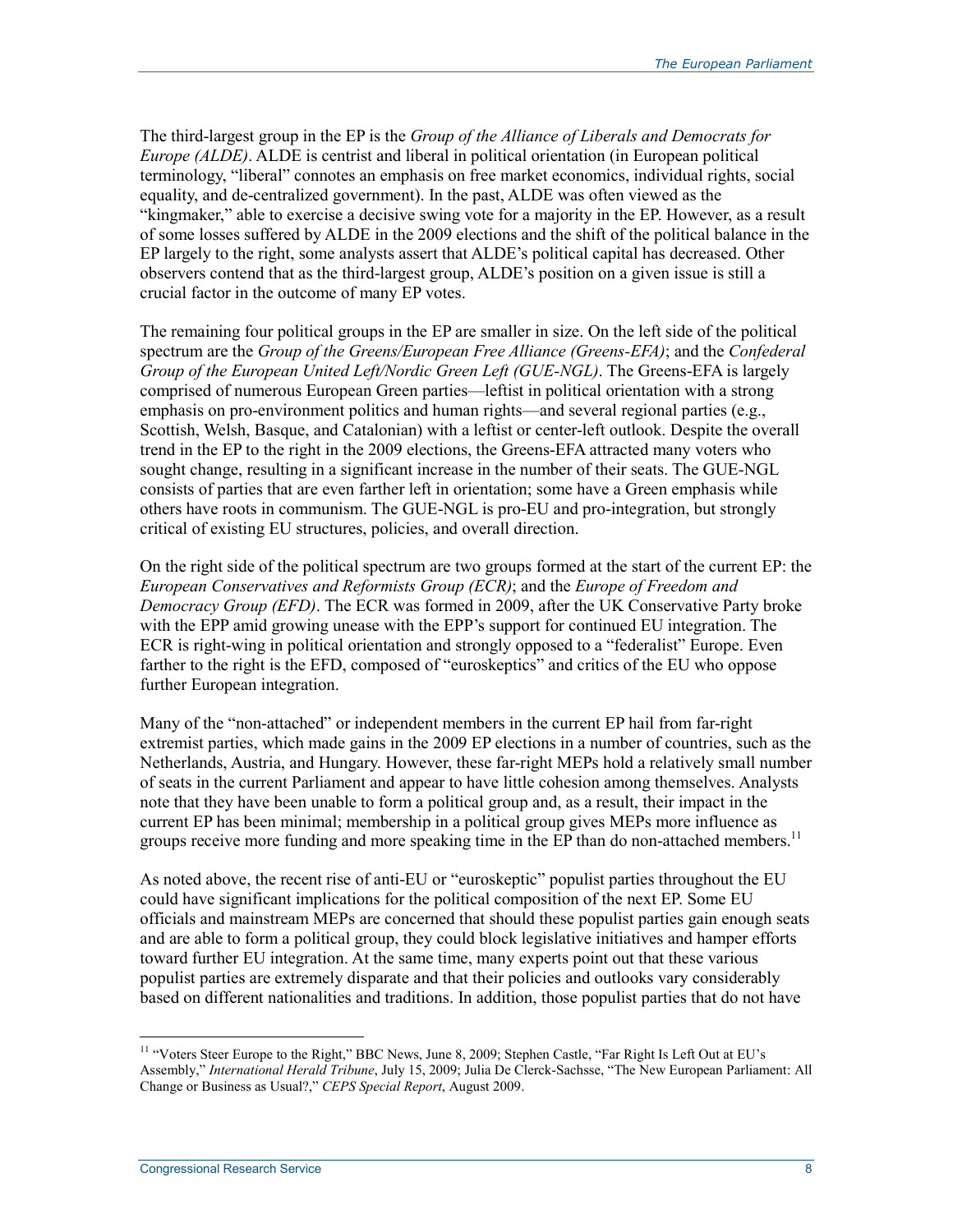The third-largest group in the EP is the *Group of the Alliance of Liberals and Democrats for Europe (ALDE)*. ALDE is centrist and liberal in political orientation (in European political terminology, "liberal" connotes an emphasis on free market economics, individual rights, social equality, and de-centralized government). In the past, ALDE was often viewed as the "kingmaker," able to exercise a decisive swing vote for a majority in the EP. However, as a result of some losses suffered by ALDE in the 2009 elections and the shift of the political balance in the EP largely to the right, some analysts assert that ALDE's political capital has decreased. Other observers contend that as the third-largest group, ALDE's position on a given issue is still a crucial factor in the outcome of many EP votes.

The remaining four political groups in the EP are smaller in size. On the left side of the political spectrum are the *Group of the Greens/European Free Alliance (Greens-EFA)*; and the *Confederal Group of the European United Left/Nordic Green Left (GUE-NGL)*. The Greens-EFA is largely comprised of numerous European Green parties—leftist in political orientation with a strong emphasis on pro-environment politics and human rights—and several regional parties (e.g., Scottish, Welsh, Basque, and Catalonian) with a leftist or center-left outlook. Despite the overall trend in the EP to the right in the 2009 elections, the Greens-EFA attracted many voters who sought change, resulting in a significant increase in the number of their seats. The GUE-NGL consists of parties that are even farther left in orientation; some have a Green emphasis while others have roots in communism. The GUE-NGL is pro-EU and pro-integration, but strongly critical of existing EU structures, policies, and overall direction.

On the right side of the political spectrum are two groups formed at the start of the current EP: the *European Conservatives and Reformists Group (ECR)*; and the *Europe of Freedom and Democracy Group (EFD)*. The ECR was formed in 2009, after the UK Conservative Party broke with the EPP amid growing unease with the EPP's support for continued EU integration. The ECR is right-wing in political orientation and strongly opposed to a "federalist" Europe. Even farther to the right is the EFD, composed of "euroskeptics" and critics of the EU who oppose further European integration.

Many of the "non-attached" or independent members in the current EP hail from far-right extremist parties, which made gains in the 2009 EP elections in a number of countries, such as the Netherlands, Austria, and Hungary. However, these far-right MEPs hold a relatively small number of seats in the current Parliament and appear to have little cohesion among themselves. Analysts note that they have been unable to form a political group and, as a result, their impact in the current EP has been minimal; membership in a political group gives MEPs more influence as groups receive more funding and more speaking time in the EP than do non-attached members.[11]

As noted above, the recent rise of anti-EU or "euroskeptic" populist parties throughout the EU could have significant implications for the political composition of the next EP. Some EU officials and mainstream MEPs are concerned that should these populist parties gain enough seats and are able to form a political group, they could block legislative initiatives and hamper efforts toward further EU integration. At the same time, many experts point out that these various populist parties are extremely disparate and that their policies and outlooks vary considerably based on different nationalities and traditions. In addition, those populist parties that do not have

---

[11] "Voters Steer Europe to the Right," BBC News, June 8, 2009; Stephen Castle, "Far Right Is Left Out at EU's Assembly," *International Herald Tribune*, July 15, 2009; Julia De Clerck-Sachsse, "The New European Parliament: All Change or Business as Usual?," *CEPS Special Report*, August 2009.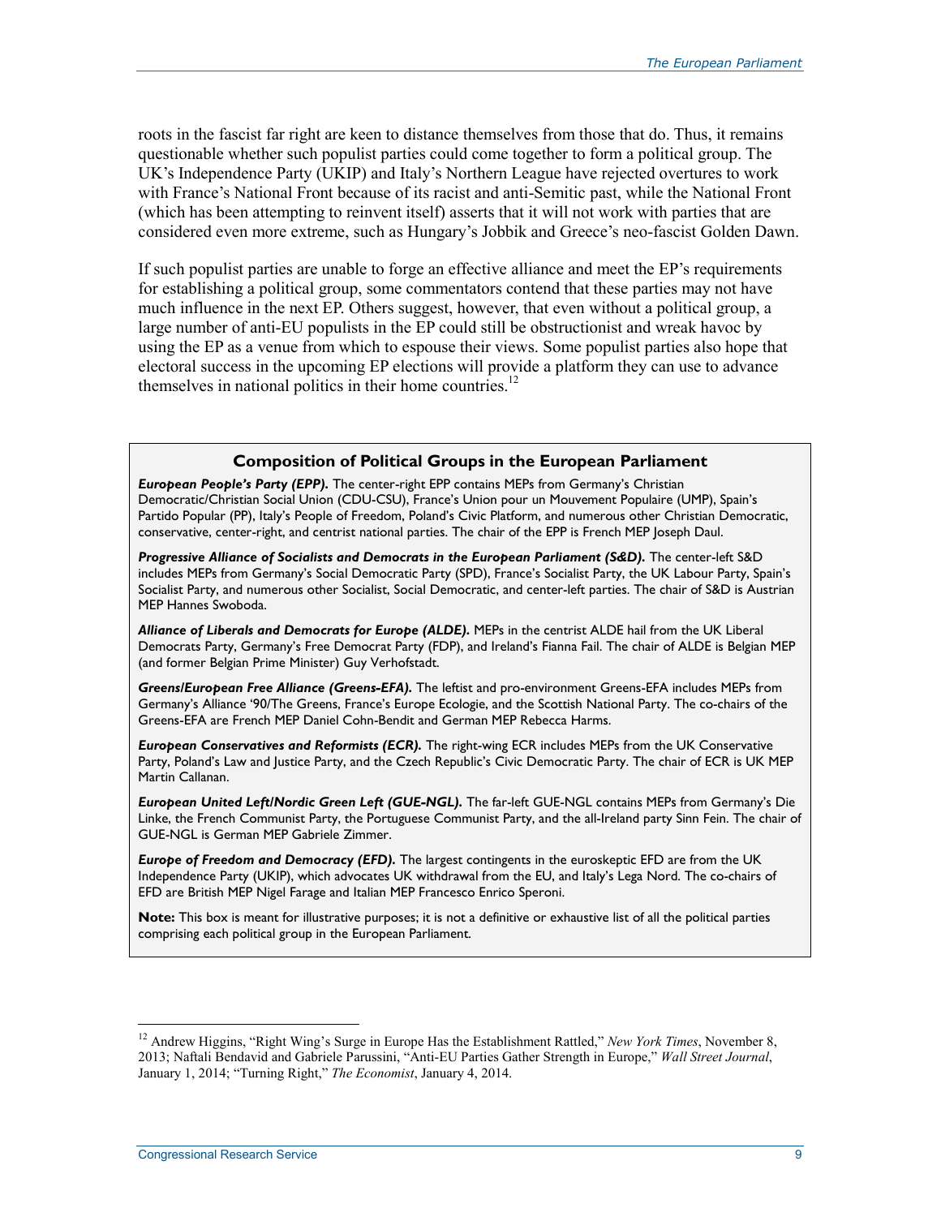roots in the fascist far right are keen to distance themselves from those that do. Thus, it remains questionable whether such populist parties could come together to form a political group. The UK's Independence Party (UKIP) and Italy's Northern League have rejected overtures to work with France's National Front because of its racist and anti-Semitic past, while the National Front (which has been attempting to reinvent itself) asserts that it will not work with parties that are considered even more extreme, such as Hungary's Jobbik and Greece's neo-fascist Golden Dawn.

If such populist parties are unable to forge an effective alliance and meet the EP's requirements for establishing a political group, some commentators contend that these parties may not have much influence in the next EP. Others suggest, however, that even without a political group, a large number of anti-EU populists in the EP could still be obstructionist and wreak havoc by using the EP as a venue from which to espouse their views. Some populist parties also hope that electoral success in the upcoming EP elections will provide a platform they can use to advance themselves in national politics in their home countries.[12]

### Composition of Political Groups in the European Parliament

***European People's Party (EPP).*** The center-right EPP contains MEPs from Germany's Christian Democratic/Christian Social Union (CDU-CSU), France's Union pour un Mouvement Populaire (UMP), Spain's Partido Popular (PP), Italy's People of Freedom, Poland's Civic Platform, and numerous other Christian Democratic, conservative, center-right, and centrist national parties. The chair of the EPP is French MEP Joseph Daul.

***Progressive Alliance of Socialists and Democrats in the European Parliament (S&D).*** The center-left S&D includes MEPs from Germany's Social Democratic Party (SPD), France's Socialist Party, the UK Labour Party, Spain's Socialist Party, and numerous other Socialist, Social Democratic, and center-left parties. The chair of S&D is Austrian MEP Hannes Swoboda.

***Alliance of Liberals and Democrats for Europe (ALDE).*** MEPs in the centrist ALDE hail from the UK Liberal Democrats Party, Germany's Free Democrat Party (FDP), and Ireland's Fianna Fail. The chair of ALDE is Belgian MEP (and former Belgian Prime Minister) Guy Verhofstadt.

***Greens/European Free Alliance (Greens-EFA).*** The leftist and pro-environment Greens-EFA includes MEPs from Germany's Alliance '90/The Greens, France's Europe Ecologie, and the Scottish National Party. The co-chairs of the Greens-EFA are French MEP Daniel Cohn-Bendit and German MEP Rebecca Harms.

***European Conservatives and Reformists (ECR).*** The right-wing ECR includes MEPs from the UK Conservative Party, Poland's Law and Justice Party, and the Czech Republic's Civic Democratic Party. The chair of ECR is UK MEP Martin Callanan.

***European United Left/Nordic Green Left (GUE-NGL).*** The far-left GUE-NGL contains MEPs from Germany's Die Linke, the French Communist Party, the Portuguese Communist Party, and the all-Ireland party Sinn Fein. The chair of GUE-NGL is German MEP Gabriele Zimmer.

***Europe of Freedom and Democracy (EFD).*** The largest contingents in the euroskeptic EFD are from the UK Independence Party (UKIP), which advocates UK withdrawal from the EU, and Italy's Lega Nord. The co-chairs of EFD are British MEP Nigel Farage and Italian MEP Francesco Enrico Speroni.

**Note:** This box is meant for illustrative purposes; it is not a definitive or exhaustive list of all the political parties comprising each political group in the European Parliament.

---

[12] Andrew Higgins, "Right Wing's Surge in Europe Has the Establishment Rattled," *New York Times*, November 8, 2013; Naftali Bendavid and Gabriele Parussini, "Anti-EU Parties Gather Strength in Europe," *Wall Street Journal*, January 1, 2014; "Turning Right," *The Economist*, January 4, 2014.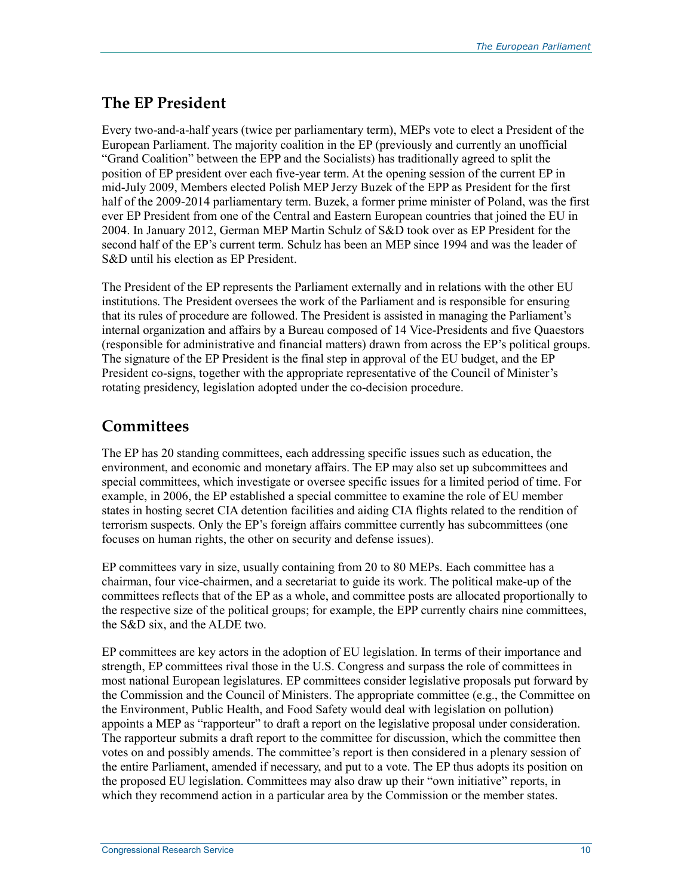## The EP President

Every two-and-a-half years (twice per parliamentary term), MEPs vote to elect a President of the European Parliament. The majority coalition in the EP (previously and currently an unofficial "Grand Coalition" between the EPP and the Socialists) has traditionally agreed to split the position of EP president over each five-year term. At the opening session of the current EP in mid-July 2009, Members elected Polish MEP Jerzy Buzek of the EPP as President for the first half of the 2009-2014 parliamentary term. Buzek, a former prime minister of Poland, was the first ever EP President from one of the Central and Eastern European countries that joined the EU in 2004. In January 2012, German MEP Martin Schulz of S&D took over as EP President for the second half of the EP's current term. Schulz has been an MEP since 1994 and was the leader of S&D until his election as EP President.

The President of the EP represents the Parliament externally and in relations with the other EU institutions. The President oversees the work of the Parliament and is responsible for ensuring that its rules of procedure are followed. The President is assisted in managing the Parliament's internal organization and affairs by a Bureau composed of 14 Vice-Presidents and five Quaestors (responsible for administrative and financial matters) drawn from across the EP's political groups. The signature of the EP President is the final step in approval of the EU budget, and the EP President co-signs, together with the appropriate representative of the Council of Minister's rotating presidency, legislation adopted under the co-decision procedure.

## Committees

The EP has 20 standing committees, each addressing specific issues such as education, the environment, and economic and monetary affairs. The EP may also set up subcommittees and special committees, which investigate or oversee specific issues for a limited period of time. For example, in 2006, the EP established a special committee to examine the role of EU member states in hosting secret CIA detention facilities and aiding CIA flights related to the rendition of terrorism suspects. Only the EP's foreign affairs committee currently has subcommittees (one focuses on human rights, the other on security and defense issues).

EP committees vary in size, usually containing from 20 to 80 MEPs. Each committee has a chairman, four vice-chairmen, and a secretariat to guide its work. The political make-up of the committees reflects that of the EP as a whole, and committee posts are allocated proportionally to the respective size of the political groups; for example, the EPP currently chairs nine committees, the S&D six, and the ALDE two.

EP committees are key actors in the adoption of EU legislation. In terms of their importance and strength, EP committees rival those in the U.S. Congress and surpass the role of committees in most national European legislatures. EP committees consider legislative proposals put forward by the Commission and the Council of Ministers. The appropriate committee (e.g., the Committee on the Environment, Public Health, and Food Safety would deal with legislation on pollution) appoints a MEP as "rapporteur" to draft a report on the legislative proposal under consideration. The rapporteur submits a draft report to the committee for discussion, which the committee then votes on and possibly amends. The committee's report is then considered in a plenary session of the entire Parliament, amended if necessary, and put to a vote. The EP thus adopts its position on the proposed EU legislation. Committees may also draw up their "own initiative" reports, in which they recommend action in a particular area by the Commission or the member states.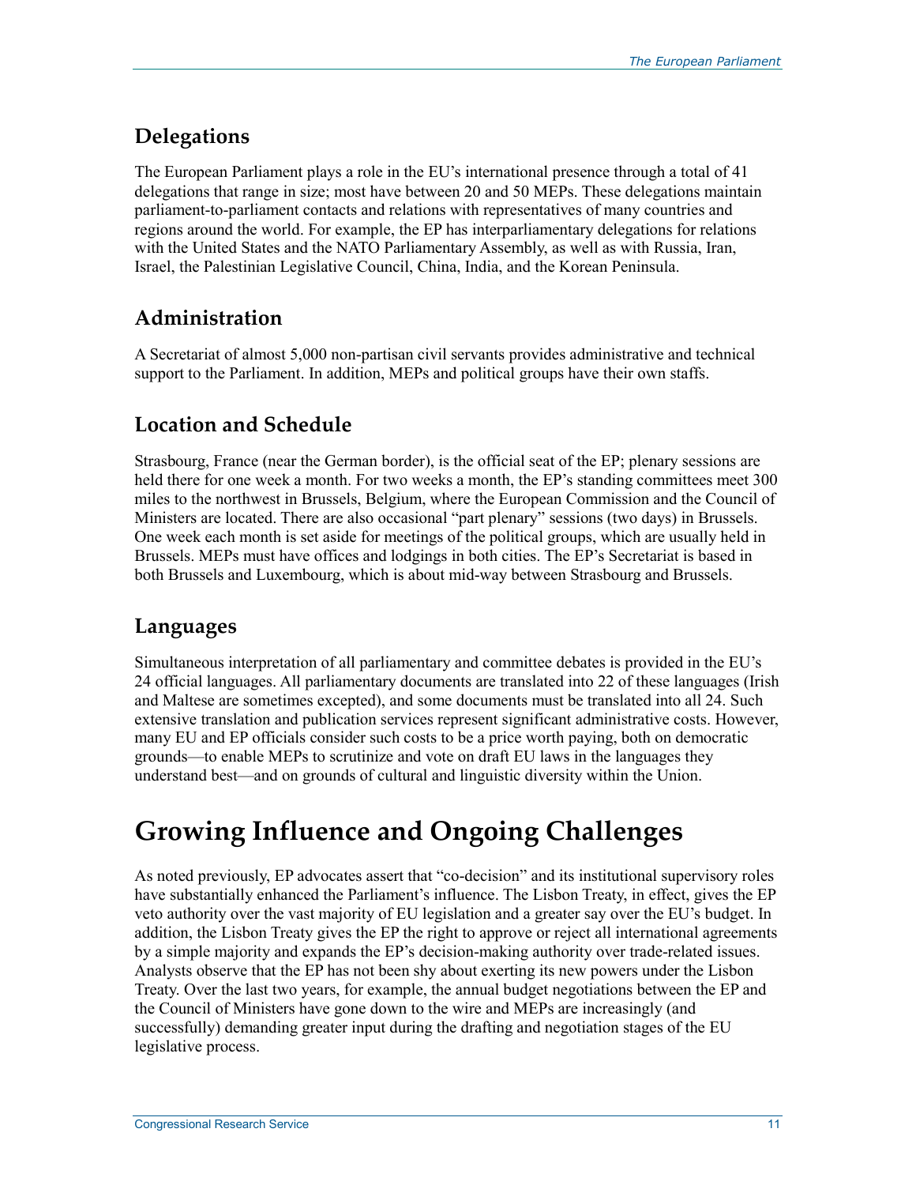## Delegations

The European Parliament plays a role in the EU's international presence through a total of 41 delegations that range in size; most have between 20 and 50 MEPs. These delegations maintain parliament-to-parliament contacts and relations with representatives of many countries and regions around the world. For example, the EP has interparliamentary delegations for relations with the United States and the NATO Parliamentary Assembly, as well as with Russia, Iran, Israel, the Palestinian Legislative Council, China, India, and the Korean Peninsula.

## Administration

A Secretariat of almost 5,000 non-partisan civil servants provides administrative and technical support to the Parliament. In addition, MEPs and political groups have their own staffs.

## Location and Schedule

Strasbourg, France (near the German border), is the official seat of the EP; plenary sessions are held there for one week a month. For two weeks a month, the EP's standing committees meet 300 miles to the northwest in Brussels, Belgium, where the European Commission and the Council of Ministers are located. There are also occasional "part plenary" sessions (two days) in Brussels. One week each month is set aside for meetings of the political groups, which are usually held in Brussels. MEPs must have offices and lodgings in both cities. The EP's Secretariat is based in both Brussels and Luxembourg, which is about mid-way between Strasbourg and Brussels.

## Languages

Simultaneous interpretation of all parliamentary and committee debates is provided in the EU's 24 official languages. All parliamentary documents are translated into 22 of these languages (Irish and Maltese are sometimes excepted), and some documents must be translated into all 24. Such extensive translation and publication services represent significant administrative costs. However, many EU and EP officials consider such costs to be a price worth paying, both on democratic grounds—to enable MEPs to scrutinize and vote on draft EU laws in the languages they understand best—and on grounds of cultural and linguistic diversity within the Union.

# Growing Influence and Ongoing Challenges

As noted previously, EP advocates assert that "co-decision" and its institutional supervisory roles have substantially enhanced the Parliament's influence. The Lisbon Treaty, in effect, gives the EP veto authority over the vast majority of EU legislation and a greater say over the EU's budget. In addition, the Lisbon Treaty gives the EP the right to approve or reject all international agreements by a simple majority and expands the EP's decision-making authority over trade-related issues. Analysts observe that the EP has not been shy about exerting its new powers under the Lisbon Treaty. Over the last two years, for example, the annual budget negotiations between the EP and the Council of Ministers have gone down to the wire and MEPs are increasingly (and successfully) demanding greater input during the drafting and negotiation stages of the EU legislative process.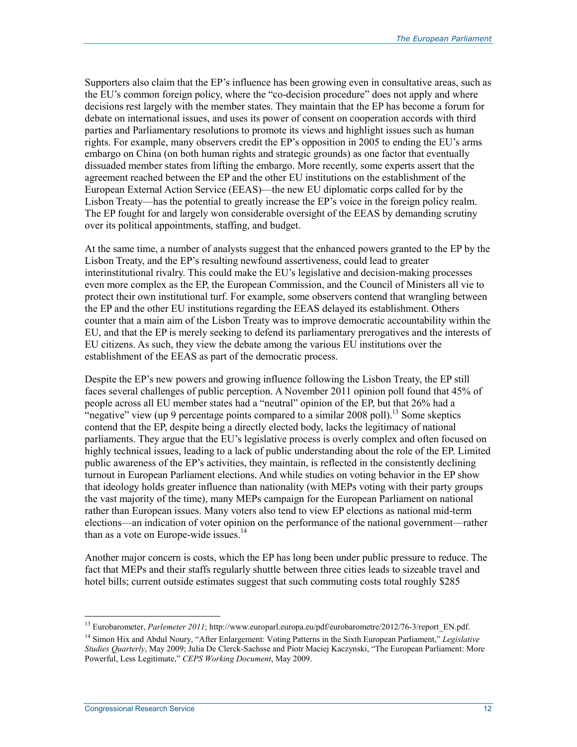Supporters also claim that the EP's influence has been growing even in consultative areas, such as the EU's common foreign policy, where the "co-decision procedure" does not apply and where decisions rest largely with the member states. They maintain that the EP has become a forum for debate on international issues, and uses its power of consent on cooperation accords with third parties and Parliamentary resolutions to promote its views and highlight issues such as human rights. For example, many observers credit the EP's opposition in 2005 to ending the EU's arms embargo on China (on both human rights and strategic grounds) as one factor that eventually dissuaded member states from lifting the embargo. More recently, some experts assert that the agreement reached between the EP and the other EU institutions on the establishment of the European External Action Service (EEAS)—the new EU diplomatic corps called for by the Lisbon Treaty—has the potential to greatly increase the EP's voice in the foreign policy realm. The EP fought for and largely won considerable oversight of the EEAS by demanding scrutiny over its political appointments, staffing, and budget.

At the same time, a number of analysts suggest that the enhanced powers granted to the EP by the Lisbon Treaty, and the EP's resulting newfound assertiveness, could lead to greater interinstitutional rivalry. This could make the EU's legislative and decision-making processes even more complex as the EP, the European Commission, and the Council of Ministers all vie to protect their own institutional turf. For example, some observers contend that wrangling between the EP and the other EU institutions regarding the EEAS delayed its establishment. Others counter that a main aim of the Lisbon Treaty was to improve democratic accountability within the EU, and that the EP is merely seeking to defend its parliamentary prerogatives and the interests of EU citizens. As such, they view the debate among the various EU institutions over the establishment of the EEAS as part of the democratic process.

Despite the EP's new powers and growing influence following the Lisbon Treaty, the EP still faces several challenges of public perception. A November 2011 opinion poll found that 45% of people across all EU member states had a "neutral" opinion of the EP, but that 26% had a "negative" view (up 9 percentage points compared to a similar 2008 poll).[13] Some skeptics contend that the EP, despite being a directly elected body, lacks the legitimacy of national parliaments. They argue that the EU's legislative process is overly complex and often focused on highly technical issues, leading to a lack of public understanding about the role of the EP. Limited public awareness of the EP's activities, they maintain, is reflected in the consistently declining turnout in European Parliament elections. And while studies on voting behavior in the EP show that ideology holds greater influence than nationality (with MEPs voting with their party groups the vast majority of the time), many MEPs campaign for the European Parliament on national rather than European issues. Many voters also tend to view EP elections as national mid-term elections—an indication of voter opinion on the performance of the national government—rather than as a vote on Europe-wide issues.[14]

Another major concern is costs, which the EP has long been under public pressure to reduce. The fact that MEPs and their staffs regularly shuttle between three cities leads to sizeable travel and hotel bills; current outside estimates suggest that such commuting costs total roughly $285

---

[13] Eurobarometer, *Parlemeter 2011*; http://www.europarl.europa.eu/pdf/eurobarometre/2012/76-3/report_EN.pdf.

[14] Simon Hix and Abdul Noury, "After Enlargement: Voting Patterns in the Sixth European Parliament," *Legislative Studies Quarterly*, May 2009; Julia De Clerck-Sachsse and Piotr Maciej Kaczynski, "The European Parliament: More Powerful, Less Legitimate," *CEPS Working Document*, May 2009.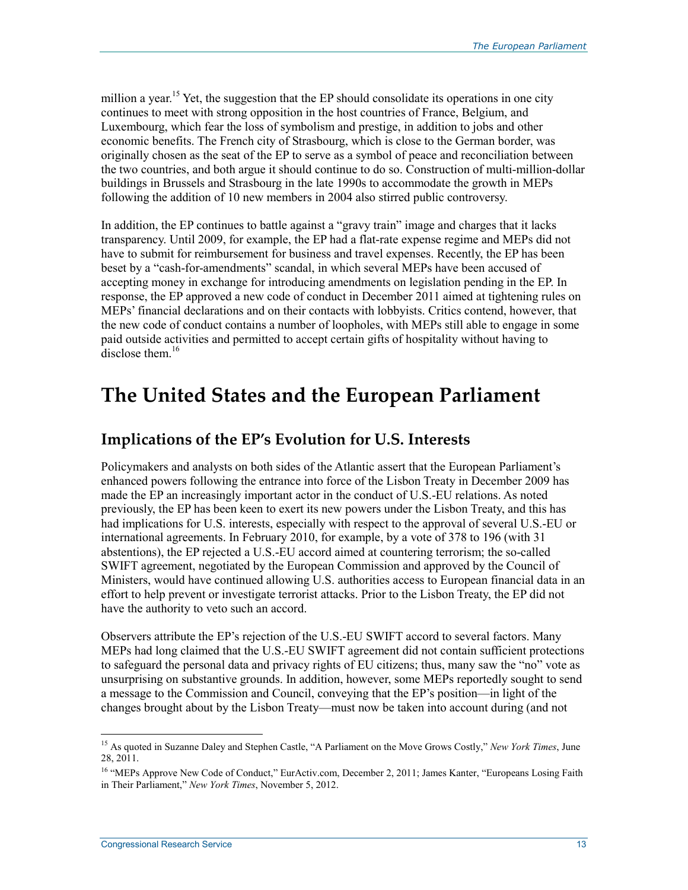million a year.[15] Yet, the suggestion that the EP should consolidate its operations in one city continues to meet with strong opposition in the host countries of France, Belgium, and Luxembourg, which fear the loss of symbolism and prestige, in addition to jobs and other economic benefits. The French city of Strasbourg, which is close to the German border, was originally chosen as the seat of the EP to serve as a symbol of peace and reconciliation between the two countries, and both argue it should continue to do so. Construction of multi-million-dollar buildings in Brussels and Strasbourg in the late 1990s to accommodate the growth in MEPs following the addition of 10 new members in 2004 also stirred public controversy.

In addition, the EP continues to battle against a "gravy train" image and charges that it lacks transparency. Until 2009, for example, the EP had a flat-rate expense regime and MEPs did not have to submit for reimbursement for business and travel expenses. Recently, the EP has been beset by a "cash-for-amendments" scandal, in which several MEPs have been accused of accepting money in exchange for introducing amendments on legislation pending in the EP. In response, the EP approved a new code of conduct in December 2011 aimed at tightening rules on MEPs' financial declarations and on their contacts with lobbyists. Critics contend, however, that the new code of conduct contains a number of loopholes, with MEPs still able to engage in some paid outside activities and permitted to accept certain gifts of hospitality without having to disclose them.[16]

# The United States and the European Parliament

## Implications of the EP's Evolution for U.S. Interests

Policymakers and analysts on both sides of the Atlantic assert that the European Parliament's enhanced powers following the entrance into force of the Lisbon Treaty in December 2009 has made the EP an increasingly important actor in the conduct of U.S.-EU relations. As noted previously, the EP has been keen to exert its new powers under the Lisbon Treaty, and this has had implications for U.S. interests, especially with respect to the approval of several U.S.-EU or international agreements. In February 2010, for example, by a vote of 378 to 196 (with 31 abstentions), the EP rejected a U.S.-EU accord aimed at countering terrorism; the so-called SWIFT agreement, negotiated by the European Commission and approved by the Council of Ministers, would have continued allowing U.S. authorities access to European financial data in an effort to help prevent or investigate terrorist attacks. Prior to the Lisbon Treaty, the EP did not have the authority to veto such an accord.

Observers attribute the EP's rejection of the U.S.-EU SWIFT accord to several factors. Many MEPs had long claimed that the U.S.-EU SWIFT agreement did not contain sufficient protections to safeguard the personal data and privacy rights of EU citizens; thus, many saw the "no" vote as unsurprising on substantive grounds. In addition, however, some MEPs reportedly sought to send a message to the Commission and Council, conveying that the EP's position—in light of the changes brought about by the Lisbon Treaty—must now be taken into account during (and not

---

[15] As quoted in Suzanne Daley and Stephen Castle, "A Parliament on the Move Grows Costly," *New York Times*, June 28, 2011.

[16] "MEPs Approve New Code of Conduct," EurActiv.com, December 2, 2011; James Kanter, "Europeans Losing Faith in Their Parliament," *New York Times*, November 5, 2012.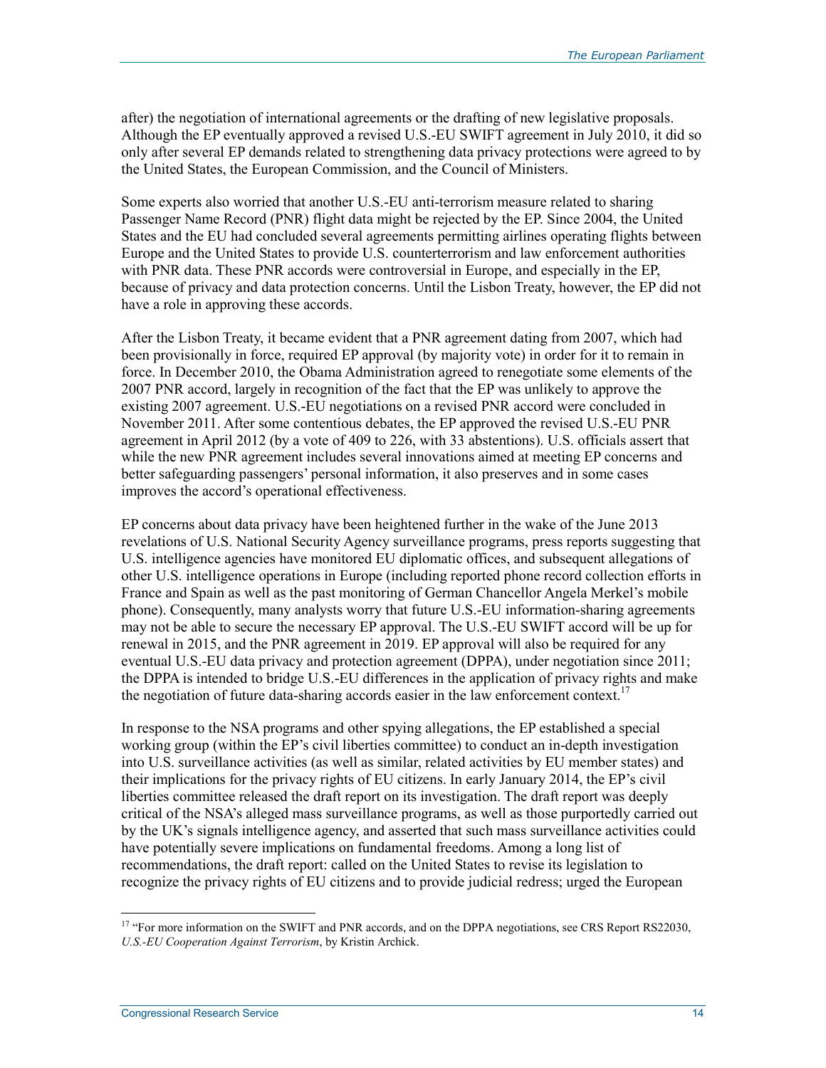after) the negotiation of international agreements or the drafting of new legislative proposals. Although the EP eventually approved a revised U.S.-EU SWIFT agreement in July 2010, it did so only after several EP demands related to strengthening data privacy protections were agreed to by the United States, the European Commission, and the Council of Ministers.

Some experts also worried that another U.S.-EU anti-terrorism measure related to sharing Passenger Name Record (PNR) flight data might be rejected by the EP. Since 2004, the United States and the EU had concluded several agreements permitting airlines operating flights between Europe and the United States to provide U.S. counterterrorism and law enforcement authorities with PNR data. These PNR accords were controversial in Europe, and especially in the EP, because of privacy and data protection concerns. Until the Lisbon Treaty, however, the EP did not have a role in approving these accords.

After the Lisbon Treaty, it became evident that a PNR agreement dating from 2007, which had been provisionally in force, required EP approval (by majority vote) in order for it to remain in force. In December 2010, the Obama Administration agreed to renegotiate some elements of the 2007 PNR accord, largely in recognition of the fact that the EP was unlikely to approve the existing 2007 agreement. U.S.-EU negotiations on a revised PNR accord were concluded in November 2011. After some contentious debates, the EP approved the revised U.S.-EU PNR agreement in April 2012 (by a vote of 409 to 226, with 33 abstentions). U.S. officials assert that while the new PNR agreement includes several innovations aimed at meeting EP concerns and better safeguarding passengers' personal information, it also preserves and in some cases improves the accord's operational effectiveness.

EP concerns about data privacy have been heightened further in the wake of the June 2013 revelations of U.S. National Security Agency surveillance programs, press reports suggesting that U.S. intelligence agencies have monitored EU diplomatic offices, and subsequent allegations of other U.S. intelligence operations in Europe (including reported phone record collection efforts in France and Spain as well as the past monitoring of German Chancellor Angela Merkel's mobile phone). Consequently, many analysts worry that future U.S.-EU information-sharing agreements may not be able to secure the necessary EP approval. The U.S.-EU SWIFT accord will be up for renewal in 2015, and the PNR agreement in 2019. EP approval will also be required for any eventual U.S.-EU data privacy and protection agreement (DPPA), under negotiation since 2011; the DPPA is intended to bridge U.S.-EU differences in the application of privacy rights and make the negotiation of future data-sharing accords easier in the law enforcement context.[17]

In response to the NSA programs and other spying allegations, the EP established a special working group (within the EP's civil liberties committee) to conduct an in-depth investigation into U.S. surveillance activities (as well as similar, related activities by EU member states) and their implications for the privacy rights of EU citizens. In early January 2014, the EP's civil liberties committee released the draft report on its investigation. The draft report was deeply critical of the NSA's alleged mass surveillance programs, as well as those purportedly carried out by the UK's signals intelligence agency, and asserted that such mass surveillance activities could have potentially severe implications on fundamental freedoms. Among a long list of recommendations, the draft report: called on the United States to revise its legislation to recognize the privacy rights of EU citizens and to provide judicial redress; urged the European

[17] "For more information on the SWIFT and PNR accords, and on the DPPA negotiations, see CRS Report RS22030, *U.S.-EU Cooperation Against Terrorism*, by Kristin Archick.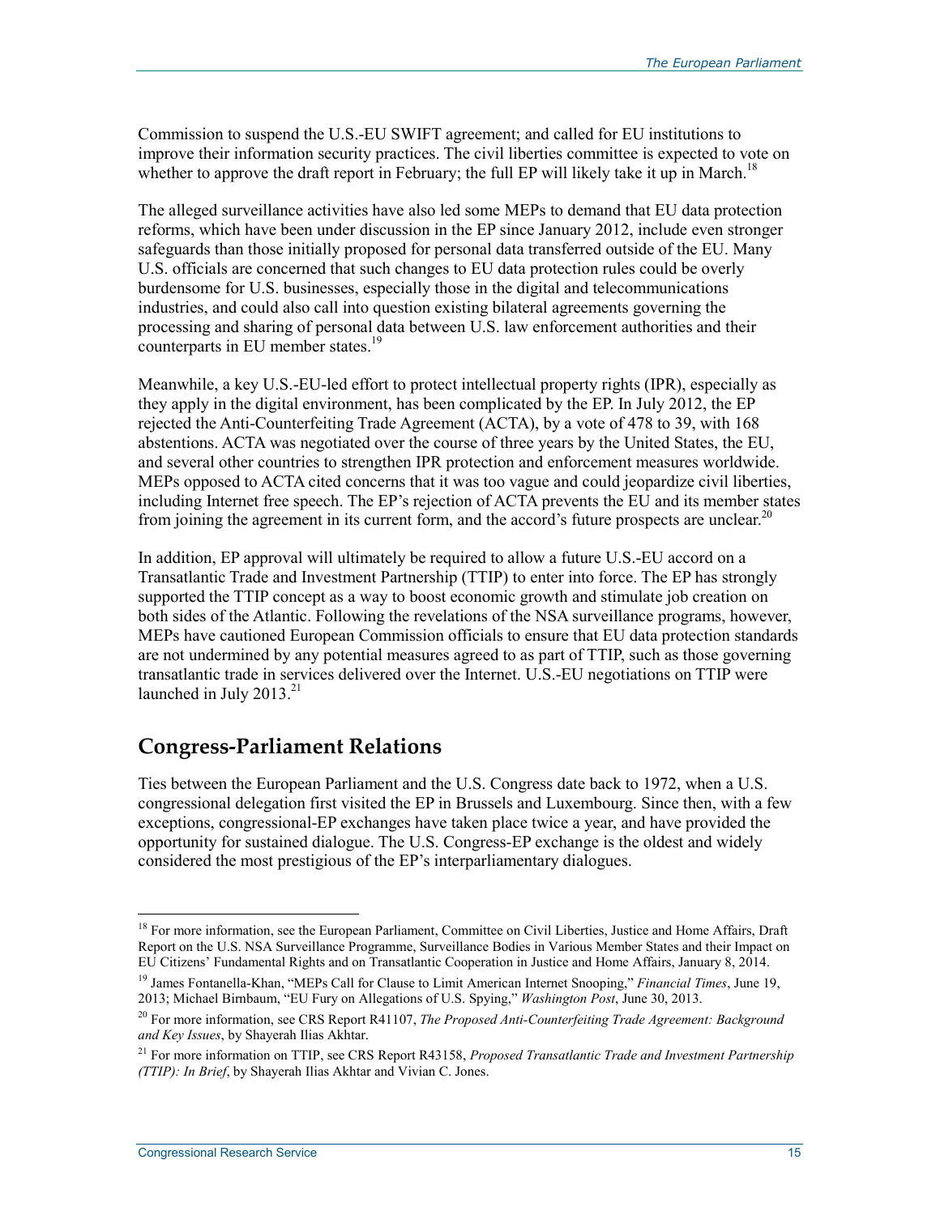Commission to suspend the U.S.-EU SWIFT agreement; and called for EU institutions to improve their information security practices. The civil liberties committee is expected to vote on whether to approve the draft report in February; the full EP will likely take it up in March.[18]

The alleged surveillance activities have also led some MEPs to demand that EU data protection reforms, which have been under discussion in the EP since January 2012, include even stronger safeguards than those initially proposed for personal data transferred outside of the EU. Many U.S. officials are concerned that such changes to EU data protection rules could be overly burdensome for U.S. businesses, especially those in the digital and telecommunications industries, and could also call into question existing bilateral agreements governing the processing and sharing of personal data between U.S. law enforcement authorities and their counterparts in EU member states.[19]

Meanwhile, a key U.S.-EU-led effort to protect intellectual property rights (IPR), especially as they apply in the digital environment, has been complicated by the EP. In July 2012, the EP rejected the Anti-Counterfeiting Trade Agreement (ACTA), by a vote of 478 to 39, with 168 abstentions. ACTA was negotiated over the course of three years by the United States, the EU, and several other countries to strengthen IPR protection and enforcement measures worldwide. MEPs opposed to ACTA cited concerns that it was too vague and could jeopardize civil liberties, including Internet free speech. The EP's rejection of ACTA prevents the EU and its member states from joining the agreement in its current form, and the accord's future prospects are unclear.[20]

In addition, EP approval will ultimately be required to allow a future U.S.-EU accord on a Transatlantic Trade and Investment Partnership (TTIP) to enter into force. The EP has strongly supported the TTIP concept as a way to boost economic growth and stimulate job creation on both sides of the Atlantic. Following the revelations of the NSA surveillance programs, however, MEPs have cautioned European Commission officials to ensure that EU data protection standards are not undermined by any potential measures agreed to as part of TTIP, such as those governing transatlantic trade in services delivered over the Internet. U.S.-EU negotiations on TTIP were launched in July 2013.[21]

## Congress-Parliament Relations

Ties between the European Parliament and the U.S. Congress date back to 1972, when a U.S. congressional delegation first visited the EP in Brussels and Luxembourg. Since then, with a few exceptions, congressional-EP exchanges have taken place twice a year, and have provided the opportunity for sustained dialogue. The U.S. Congress-EP exchange is the oldest and widely considered the most prestigious of the EP's interparliamentary dialogues.

---

[18] For more information, see the European Parliament, Committee on Civil Liberties, Justice and Home Affairs, Draft Report on the U.S. NSA Surveillance Programme, Surveillance Bodies in Various Member States and their Impact on EU Citizens' Fundamental Rights and on Transatlantic Cooperation in Justice and Home Affairs, January 8, 2014.

[19] James Fontanella-Khan, "MEPs Call for Clause to Limit American Internet Snooping," *Financial Times*, June 19, 2013; Michael Birnbaum, "EU Fury on Allegations of U.S. Spying," *Washington Post*, June 30, 2013.

[20] For more information, see CRS Report R41107, *The Proposed Anti-Counterfeiting Trade Agreement: Background and Key Issues*, by Shayerah Ilias Akhtar.

[21] For more information on TTIP, see CRS Report R43158, *Proposed Transatlantic Trade and Investment Partnership (TTIP): In Brief*, by Shayerah Ilias Akhtar and Vivian C. Jones.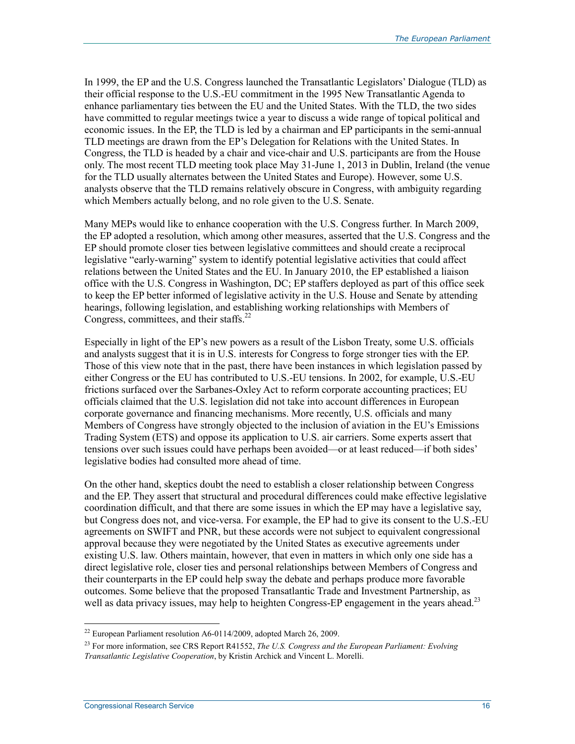In 1999, the EP and the U.S. Congress launched the Transatlantic Legislators' Dialogue (TLD) as their official response to the U.S.-EU commitment in the 1995 New Transatlantic Agenda to enhance parliamentary ties between the EU and the United States. With the TLD, the two sides have committed to regular meetings twice a year to discuss a wide range of topical political and economic issues. In the EP, the TLD is led by a chairman and EP participants in the semi-annual TLD meetings are drawn from the EP's Delegation for Relations with the United States. In Congress, the TLD is headed by a chair and vice-chair and U.S. participants are from the House only. The most recent TLD meeting took place May 31-June 1, 2013 in Dublin, Ireland (the venue for the TLD usually alternates between the United States and Europe). However, some U.S. analysts observe that the TLD remains relatively obscure in Congress, with ambiguity regarding which Members actually belong, and no role given to the U.S. Senate.

Many MEPs would like to enhance cooperation with the U.S. Congress further. In March 2009, the EP adopted a resolution, which among other measures, asserted that the U.S. Congress and the EP should promote closer ties between legislative committees and should create a reciprocal legislative "early-warning" system to identify potential legislative activities that could affect relations between the United States and the EU. In January 2010, the EP established a liaison office with the U.S. Congress in Washington, DC; EP staffers deployed as part of this office seek to keep the EP better informed of legislative activity in the U.S. House and Senate by attending hearings, following legislation, and establishing working relationships with Members of Congress, committees, and their staffs.[22]

Especially in light of the EP's new powers as a result of the Lisbon Treaty, some U.S. officials and analysts suggest that it is in U.S. interests for Congress to forge stronger ties with the EP. Those of this view note that in the past, there have been instances in which legislation passed by either Congress or the EU has contributed to U.S.-EU tensions. In 2002, for example, U.S.-EU frictions surfaced over the Sarbanes-Oxley Act to reform corporate accounting practices; EU officials claimed that the U.S. legislation did not take into account differences in European corporate governance and financing mechanisms. More recently, U.S. officials and many Members of Congress have strongly objected to the inclusion of aviation in the EU's Emissions Trading System (ETS) and oppose its application to U.S. air carriers. Some experts assert that tensions over such issues could have perhaps been avoided—or at least reduced—if both sides' legislative bodies had consulted more ahead of time.

On the other hand, skeptics doubt the need to establish a closer relationship between Congress and the EP. They assert that structural and procedural differences could make effective legislative coordination difficult, and that there are some issues in which the EP may have a legislative say, but Congress does not, and vice-versa. For example, the EP had to give its consent to the U.S.-EU agreements on SWIFT and PNR, but these accords were not subject to equivalent congressional approval because they were negotiated by the United States as executive agreements under existing U.S. law. Others maintain, however, that even in matters in which only one side has a direct legislative role, closer ties and personal relationships between Members of Congress and their counterparts in the EP could help sway the debate and perhaps produce more favorable outcomes. Some believe that the proposed Transatlantic Trade and Investment Partnership, as well as data privacy issues, may help to heighten Congress-EP engagement in the years ahead.[23]

---

[22] European Parliament resolution A6-0114/2009, adopted March 26, 2009.

[23] For more information, see CRS Report R41552, *The U.S. Congress and the European Parliament: Evolving Transatlantic Legislative Cooperation*, by Kristin Archick and Vincent L. Morelli.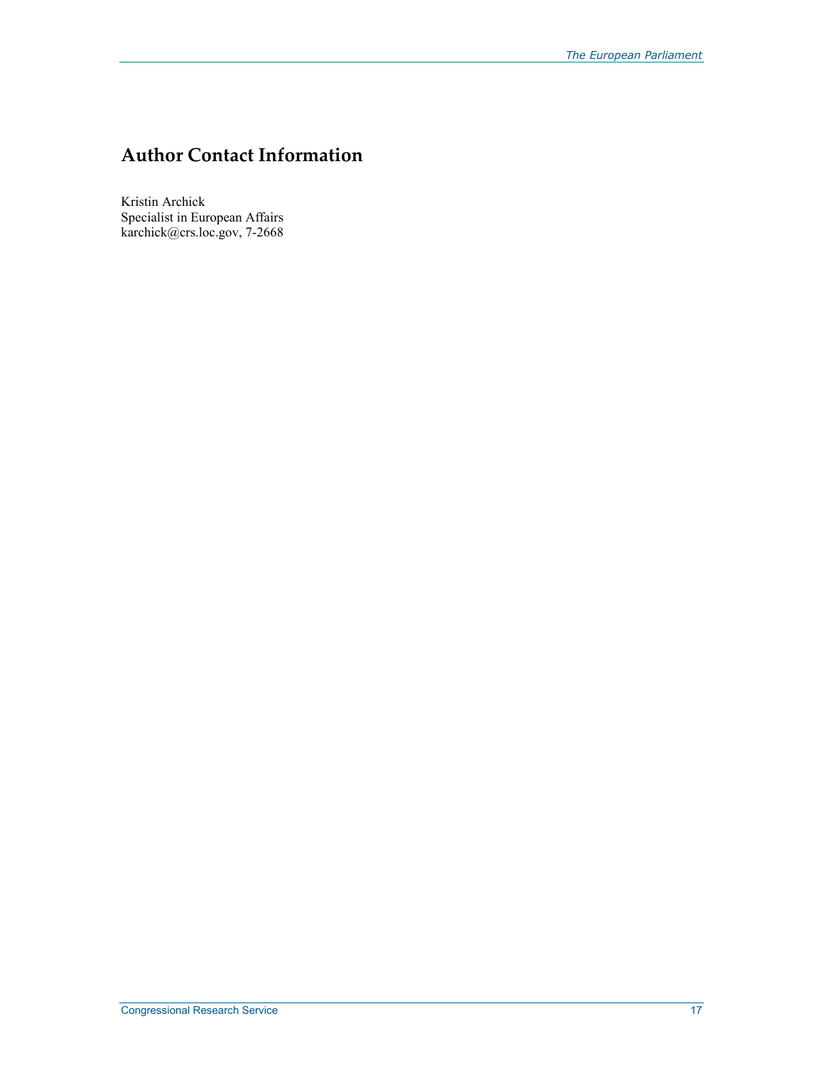## Author Contact Information

Kristin Archick
Specialist in European Affairs
karchick@crs.loc.gov, 7-2668